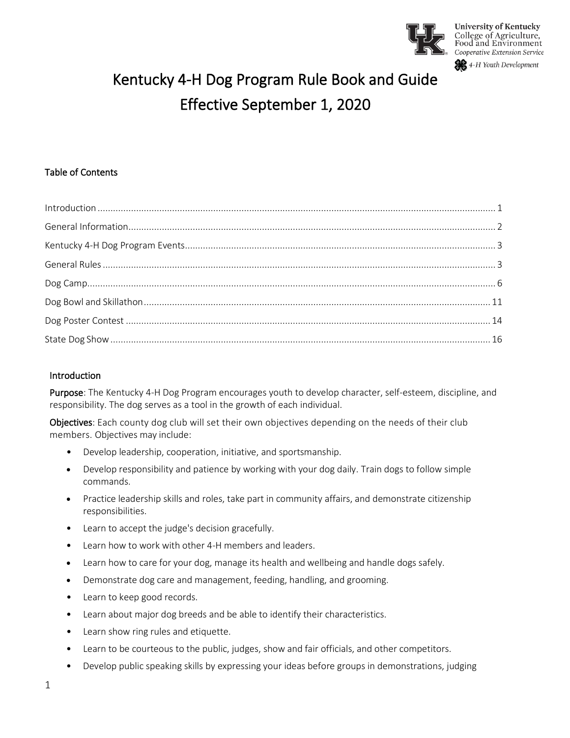University of Kentucky
College of Agriculture, Food and Environment
*Cooperative Extension Service*
*4-H Youth Development*

# Kentucky 4-H Dog Program Rule Book and Guide
# Effective September 1, 2020

## Table of Contents

| | |
|---|---|
| Introduction | 1 |
| General Information | 2 |
| Kentucky 4-H Dog Program Events | 3 |
| General Rules | 3 |
| Dog Camp | 6 |
| Dog Bowl and Skillathon | 11 |
| Dog Poster Contest | 14 |
| State Dog Show | 16 |

## Introduction

**Purpose**: The Kentucky 4-H Dog Program encourages youth to develop character, self-esteem, discipline, and responsibility. The dog serves as a tool in the growth of each individual.

**Objectives**: Each county dog club will set their own objectives depending on the needs of their club members. Objectives may include:

- Develop leadership, cooperation, initiative, and sportsmanship.
- Develop responsibility and patience by working with your dog daily. Train dogs to follow simple commands.
- Practice leadership skills and roles, take part in community affairs, and demonstrate citizenship responsibilities.
- Learn to accept the judge's decision gracefully.
- Learn how to work with other 4-H members and leaders.
- Learn how to care for your dog, manage its health and wellbeing and handle dogs safely.
- Demonstrate dog care and management, feeding, handling, and grooming.
- Learn to keep good records.
- Learn about major dog breeds and be able to identify their characteristics.
- Learn show ring rules and etiquette.
- Learn to be courteous to the public, judges, show and fair officials, and other competitors.
- Develop public speaking skills by expressing your ideas before groups in demonstrations, judging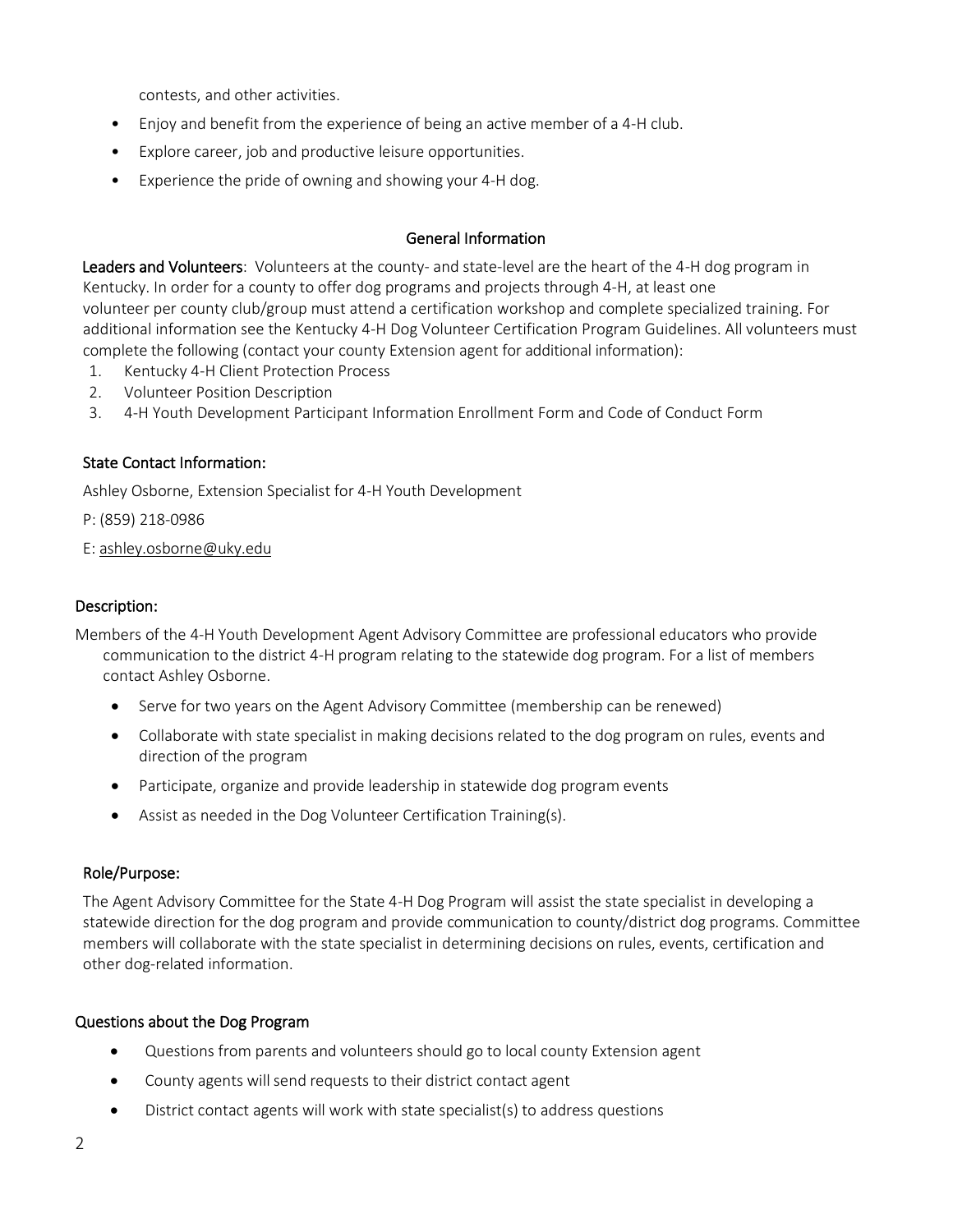contests, and other activities.

- Enjoy and benefit from the experience of being an active member of a 4-H club.
- Explore career, job and productive leisure opportunities.
- Experience the pride of owning and showing your 4-H dog.

## General Information

**Leaders and Volunteers**: Volunteers at the county- and state-level are the heart of the 4-H dog program in Kentucky. In order for a county to offer dog programs and projects through 4-H, at least one volunteer per county club/group must attend a certification workshop and complete specialized training. For additional information see the Kentucky 4-H Dog Volunteer Certification Program Guidelines. All volunteers must complete the following (contact your county Extension agent for additional information):

1. Kentucky 4-H Client Protection Process
2. Volunteer Position Description
3. 4-H Youth Development Participant Information Enrollment Form and Code of Conduct Form

### State Contact Information:

Ashley Osborne, Extension Specialist for 4-H Youth Development

P: (859) 218-0986

E: ashley.osborne@uky.edu

### Description:

Members of the 4-H Youth Development Agent Advisory Committee are professional educators who provide communication to the district 4-H program relating to the statewide dog program. For a list of members contact Ashley Osborne.

- Serve for two years on the Agent Advisory Committee (membership can be renewed)
- Collaborate with state specialist in making decisions related to the dog program on rules, events and direction of the program
- Participate, organize and provide leadership in statewide dog program events
- Assist as needed in the Dog Volunteer Certification Training(s).

### Role/Purpose:

The Agent Advisory Committee for the State 4-H Dog Program will assist the state specialist in developing a statewide direction for the dog program and provide communication to county/district dog programs. Committee members will collaborate with the state specialist in determining decisions on rules, events, certification and other dog-related information.

### Questions about the Dog Program

- Questions from parents and volunteers should go to local county Extension agent
- County agents will send requests to their district contact agent
- District contact agents will work with state specialist(s) to address questions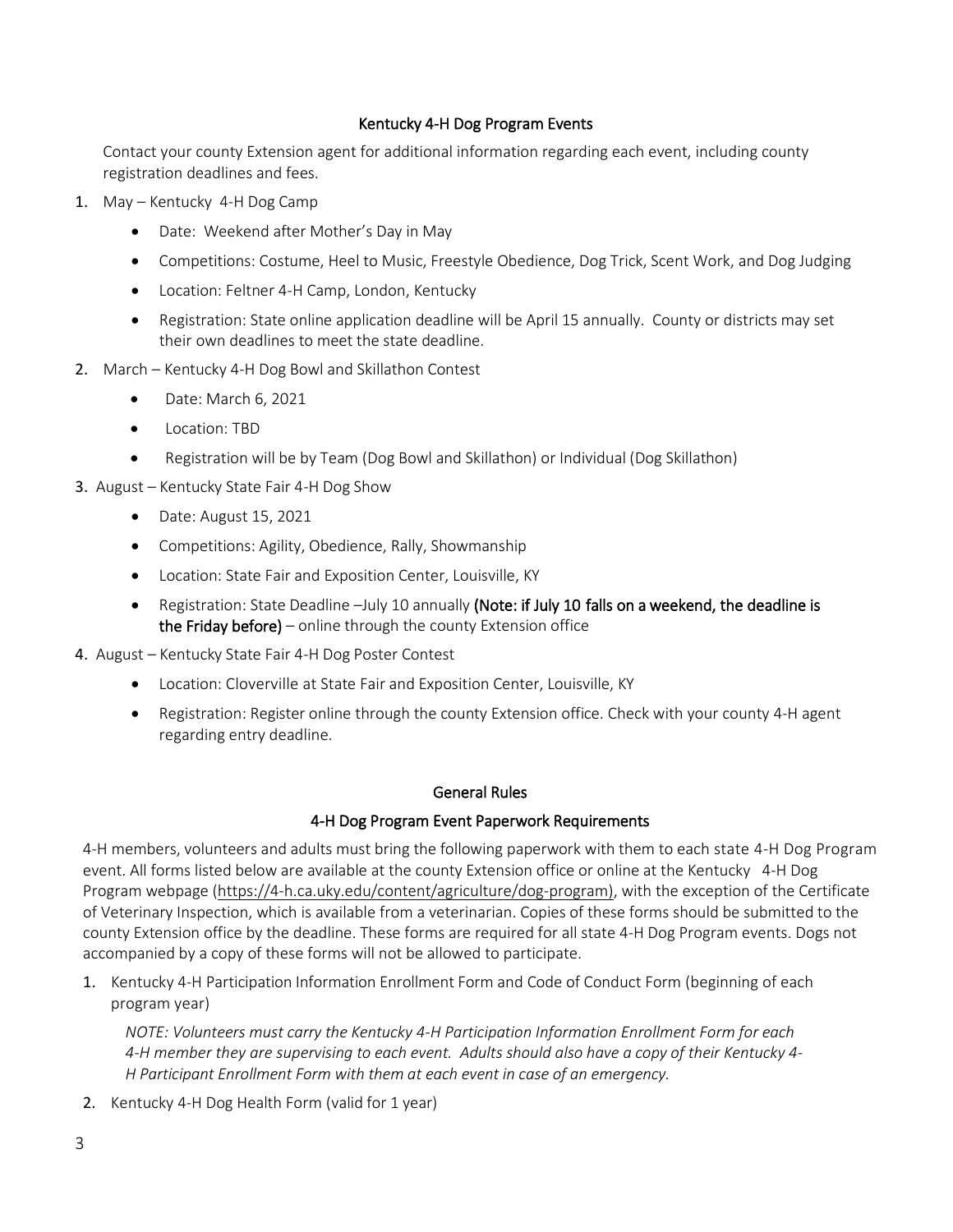## Kentucky 4-H Dog Program Events

Contact your county Extension agent for additional information regarding each event, including county registration deadlines and fees.

1. May – Kentucky 4-H Dog Camp
   - Date: Weekend after Mother's Day in May
   - Competitions: Costume, Heel to Music, Freestyle Obedience, Dog Trick, Scent Work, and Dog Judging
   - Location: Feltner 4-H Camp, London, Kentucky
   - Registration: State online application deadline will be April 15 annually. County or districts may set their own deadlines to meet the state deadline.
2. March – Kentucky 4-H Dog Bowl and Skillathon Contest
   - Date: March 6, 2021
   - Location: TBD
   - Registration will be by Team (Dog Bowl and Skillathon) or Individual (Dog Skillathon)
3. August – Kentucky State Fair 4-H Dog Show
   - Date: August 15, 2021
   - Competitions: Agility, Obedience, Rally, Showmanship
   - Location: State Fair and Exposition Center, Louisville, KY
   - Registration: State Deadline –July 10 annually **(Note: if July 10 falls on a weekend, the deadline is the Friday before)** – online through the county Extension office
4. August – Kentucky State Fair 4-H Dog Poster Contest
   - Location: Cloverville at State Fair and Exposition Center, Louisville, KY
   - Registration: Register online through the county Extension office. Check with your county 4-H agent regarding entry deadline.

## General Rules

### 4-H Dog Program Event Paperwork Requirements

4-H members, volunteers and adults must bring the following paperwork with them to each state 4-H Dog Program event. All forms listed below are available at the county Extension office or online at the Kentucky 4-H Dog Program webpage (https://4-h.ca.uky.edu/content/agriculture/dog-program), with the exception of the Certificate of Veterinary Inspection, which is available from a veterinarian. Copies of these forms should be submitted to the county Extension office by the deadline. These forms are required for all state 4-H Dog Program events. Dogs not accompanied by a copy of these forms will not be allowed to participate.

1. Kentucky 4-H Participation Information Enrollment Form and Code of Conduct Form (beginning of each program year)

   *NOTE: Volunteers must carry the Kentucky 4-H Participation Information Enrollment Form for each 4-H member they are supervising to each event. Adults should also have a copy of their Kentucky 4-H Participant Enrollment Form with them at each event in case of an emergency.*

2. Kentucky 4-H Dog Health Form (valid for 1 year)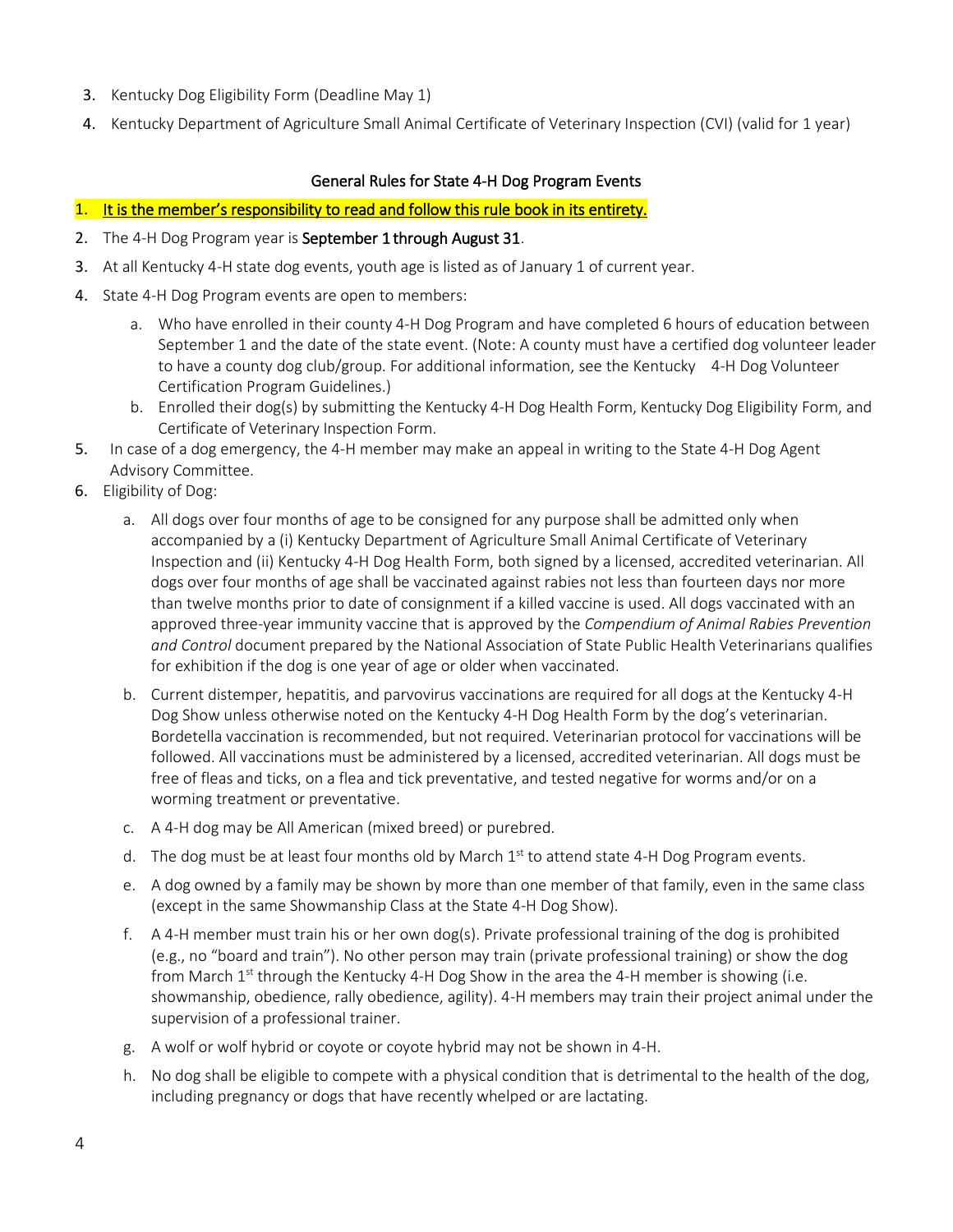3. Kentucky Dog Eligibility Form (Deadline May 1)
4. Kentucky Department of Agriculture Small Animal Certificate of Veterinary Inspection (CVI) (valid for 1 year)

## General Rules for State 4-H Dog Program Events

1. <u>It is the member's responsibility to read and follow this rule book in its entirety.</u>
2. The 4-H Dog Program year is **September 1 through August 31**.
3. At all Kentucky 4-H state dog events, youth age is listed as of January 1 of current year.
4. State 4-H Dog Program events are open to members:
   a. Who have enrolled in their county 4-H Dog Program and have completed 6 hours of education between September 1 and the date of the state event. (Note: A county must have a certified dog volunteer leader to have a county dog club/group. For additional information, see the Kentucky 4-H Dog Volunteer Certification Program Guidelines.)
   b. Enrolled their dog(s) by submitting the Kentucky 4-H Dog Health Form, Kentucky Dog Eligibility Form, and Certificate of Veterinary Inspection Form.
5. In case of a dog emergency, the 4-H member may make an appeal in writing to the State 4-H Dog Agent Advisory Committee.
6. Eligibility of Dog:
   a. All dogs over four months of age to be consigned for any purpose shall be admitted only when accompanied by a (i) Kentucky Department of Agriculture Small Animal Certificate of Veterinary Inspection and (ii) Kentucky 4-H Dog Health Form, both signed by a licensed, accredited veterinarian. All dogs over four months of age shall be vaccinated against rabies not less than fourteen days nor more than twelve months prior to date of consignment if a killed vaccine is used. All dogs vaccinated with an approved three-year immunity vaccine that is approved by the *Compendium of Animal Rabies Prevention and Control* document prepared by the National Association of State Public Health Veterinarians qualifies for exhibition if the dog is one year of age or older when vaccinated.
   b. Current distemper, hepatitis, and parvovirus vaccinations are required for all dogs at the Kentucky 4-H Dog Show unless otherwise noted on the Kentucky 4-H Dog Health Form by the dog's veterinarian. Bordetella vaccination is recommended, but not required. Veterinarian protocol for vaccinations will be followed. All vaccinations must be administered by a licensed, accredited veterinarian. All dogs must be free of fleas and ticks, on a flea and tick preventative, and tested negative for worms and/or on a worming treatment or preventative.
   c. A 4-H dog may be All American (mixed breed) or purebred.
   d. The dog must be at least four months old by March 1st to attend state 4-H Dog Program events.
   e. A dog owned by a family may be shown by more than one member of that family, even in the same class (except in the same Showmanship Class at the State 4-H Dog Show).
   f. A 4-H member must train his or her own dog(s). Private professional training of the dog is prohibited (e.g., no "board and train"). No other person may train (private professional training) or show the dog from March 1st through the Kentucky 4-H Dog Show in the area the 4-H member is showing (i.e. showmanship, obedience, rally obedience, agility). 4-H members may train their project animal under the supervision of a professional trainer.
   g. A wolf or wolf hybrid or coyote or coyote hybrid may not be shown in 4-H.
   h. No dog shall be eligible to compete with a physical condition that is detrimental to the health of the dog, including pregnancy or dogs that have recently whelped or are lactating.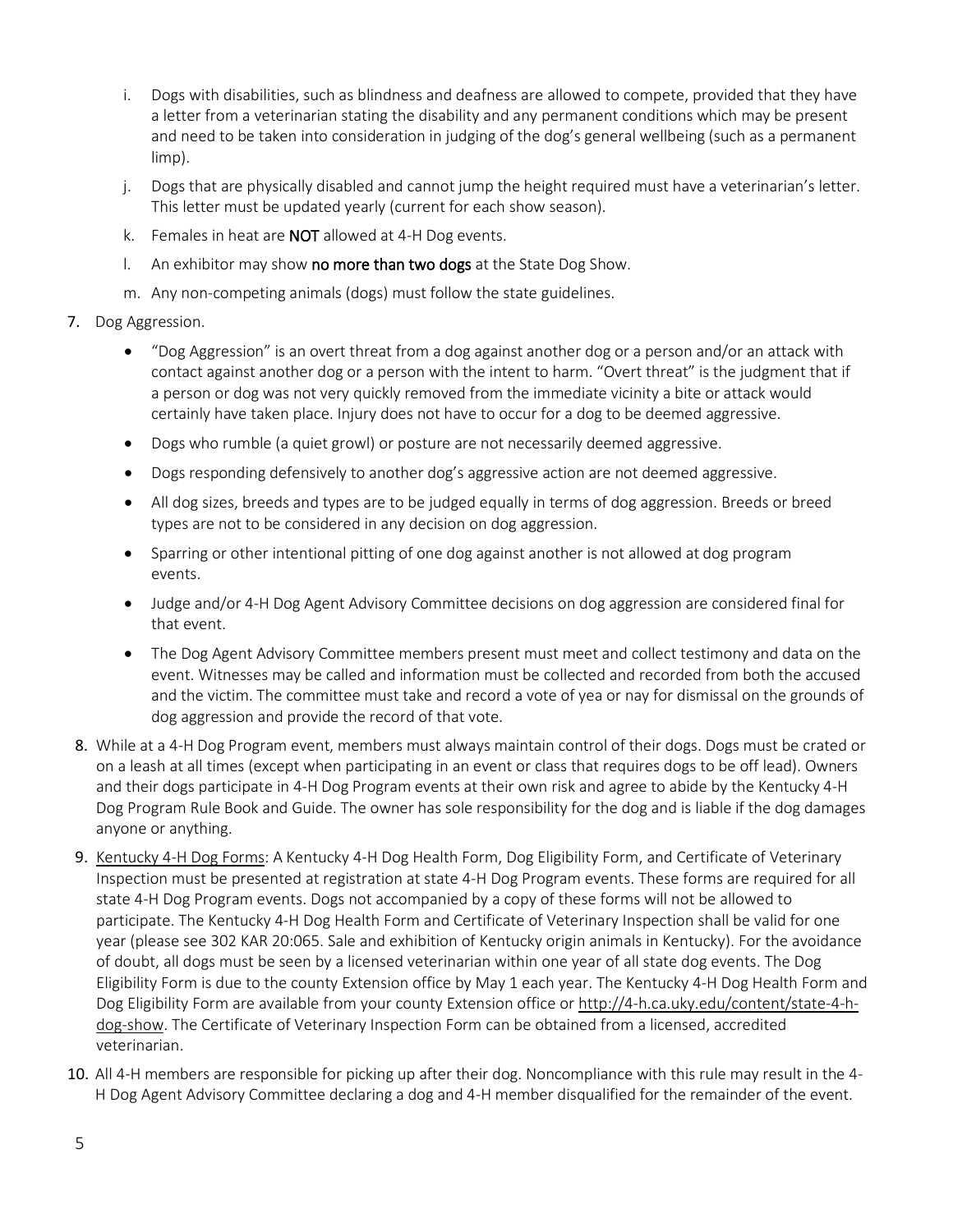i. Dogs with disabilities, such as blindness and deafness are allowed to compete, provided that they have a letter from a veterinarian stating the disability and any permanent conditions which may be present and need to be taken into consideration in judging of the dog's general wellbeing (such as a permanent limp).

j. Dogs that are physically disabled and cannot jump the height required must have a veterinarian's letter. This letter must be updated yearly (current for each show season).

k. Females in heat are **NOT** allowed at 4-H Dog events.

l. An exhibitor may show **no more than two dogs** at the State Dog Show.

m. Any non-competing animals (dogs) must follow the state guidelines.

7. Dog Aggression.
   - "Dog Aggression" is an overt threat from a dog against another dog or a person and/or an attack with contact against another dog or a person with the intent to harm. "Overt threat" is the judgment that if a person or dog was not very quickly removed from the immediate vicinity a bite or attack would certainly have taken place. Injury does not have to occur for a dog to be deemed aggressive.
   - Dogs who rumble (a quiet growl) or posture are not necessarily deemed aggressive.
   - Dogs responding defensively to another dog's aggressive action are not deemed aggressive.
   - All dog sizes, breeds and types are to be judged equally in terms of dog aggression. Breeds or breed types are not to be considered in any decision on dog aggression.
   - Sparring or other intentional pitting of one dog against another is not allowed at dog program events.
   - Judge and/or 4-H Dog Agent Advisory Committee decisions on dog aggression are considered final for that event.
   - The Dog Agent Advisory Committee members present must meet and collect testimony and data on the event. Witnesses may be called and information must be collected and recorded from both the accused and the victim. The committee must take and record a vote of yea or nay for dismissal on the grounds of dog aggression and provide the record of that vote.

8. While at a 4-H Dog Program event, members must always maintain control of their dogs. Dogs must be crated or on a leash at all times (except when participating in an event or class that requires dogs to be off lead). Owners and their dogs participate in 4-H Dog Program events at their own risk and agree to abide by the Kentucky 4-H Dog Program Rule Book and Guide. The owner has sole responsibility for the dog and is liable if the dog damages anyone or anything.

9. Kentucky 4-H Dog Forms: A Kentucky 4-H Dog Health Form, Dog Eligibility Form, and Certificate of Veterinary Inspection must be presented at registration at state 4-H Dog Program events. These forms are required for all state 4-H Dog Program events. Dogs not accompanied by a copy of these forms will not be allowed to participate. The Kentucky 4-H Dog Health Form and Certificate of Veterinary Inspection shall be valid for one year (please see 302 KAR 20:065. Sale and exhibition of Kentucky origin animals in Kentucky). For the avoidance of doubt, all dogs must be seen by a licensed veterinarian within one year of all state dog events. The Dog Eligibility Form is due to the county Extension office by May 1 each year. The Kentucky 4-H Dog Health Form and Dog Eligibility Form are available from your county Extension office or http://4-h.ca.uky.edu/content/state-4-h-dog-show. The Certificate of Veterinary Inspection Form can be obtained from a licensed, accredited veterinarian.

10. All 4-H members are responsible for picking up after their dog. Noncompliance with this rule may result in the 4-H Dog Agent Advisory Committee declaring a dog and 4-H member disqualified for the remainder of the event.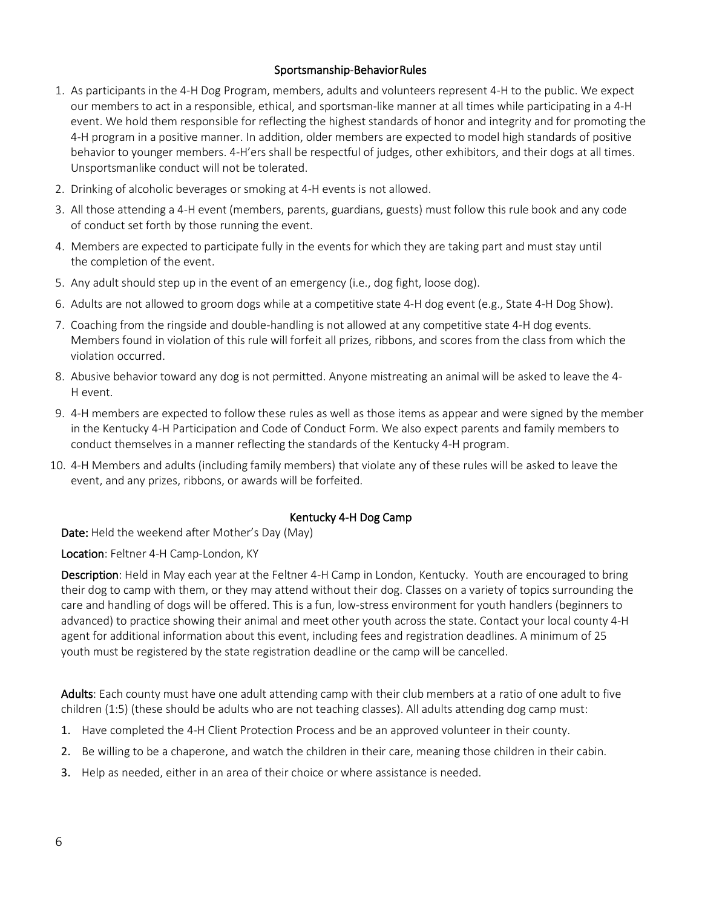## Sportsmanship-Behavior Rules

1. As participants in the 4-H Dog Program, members, adults and volunteers represent 4-H to the public. We expect our members to act in a responsible, ethical, and sportsman-like manner at all times while participating in a 4-H event. We hold them responsible for reflecting the highest standards of honor and integrity and for promoting the 4-H program in a positive manner. In addition, older members are expected to model high standards of positive behavior to younger members. 4-H'ers shall be respectful of judges, other exhibitors, and their dogs at all times. Unsportsmanlike conduct will not be tolerated.
2. Drinking of alcoholic beverages or smoking at 4-H events is not allowed.
3. All those attending a 4-H event (members, parents, guardians, guests) must follow this rule book and any code of conduct set forth by those running the event.
4. Members are expected to participate fully in the events for which they are taking part and must stay until the completion of the event.
5. Any adult should step up in the event of an emergency (i.e., dog fight, loose dog).
6. Adults are not allowed to groom dogs while at a competitive state 4-H dog event (e.g., State 4-H Dog Show).
7. Coaching from the ringside and double-handling is not allowed at any competitive state 4-H dog events. Members found in violation of this rule will forfeit all prizes, ribbons, and scores from the class from which the violation occurred.
8. Abusive behavior toward any dog is not permitted. Anyone mistreating an animal will be asked to leave the 4-H event.
9. 4-H members are expected to follow these rules as well as those items as appear and were signed by the member in the Kentucky 4-H Participation and Code of Conduct Form. We also expect parents and family members to conduct themselves in a manner reflecting the standards of the Kentucky 4-H program.
10. 4-H Members and adults (including family members) that violate any of these rules will be asked to leave the event, and any prizes, ribbons, or awards will be forfeited.

## Kentucky 4-H Dog Camp

**Date:** Held the weekend after Mother's Day (May)

**Location**: Feltner 4-H Camp-London, KY

**Description**: Held in May each year at the Feltner 4-H Camp in London, Kentucky. Youth are encouraged to bring their dog to camp with them, or they may attend without their dog. Classes on a variety of topics surrounding the care and handling of dogs will be offered. This is a fun, low-stress environment for youth handlers (beginners to advanced) to practice showing their animal and meet other youth across the state. Contact your local county 4-H agent for additional information about this event, including fees and registration deadlines. A minimum of 25 youth must be registered by the state registration deadline or the camp will be cancelled.

**Adults**: Each county must have one adult attending camp with their club members at a ratio of one adult to five children (1:5) (these should be adults who are not teaching classes). All adults attending dog camp must:

1. Have completed the 4-H Client Protection Process and be an approved volunteer in their county.
2. Be willing to be a chaperone, and watch the children in their care, meaning those children in their cabin.
3. Help as needed, either in an area of their choice or where assistance is needed.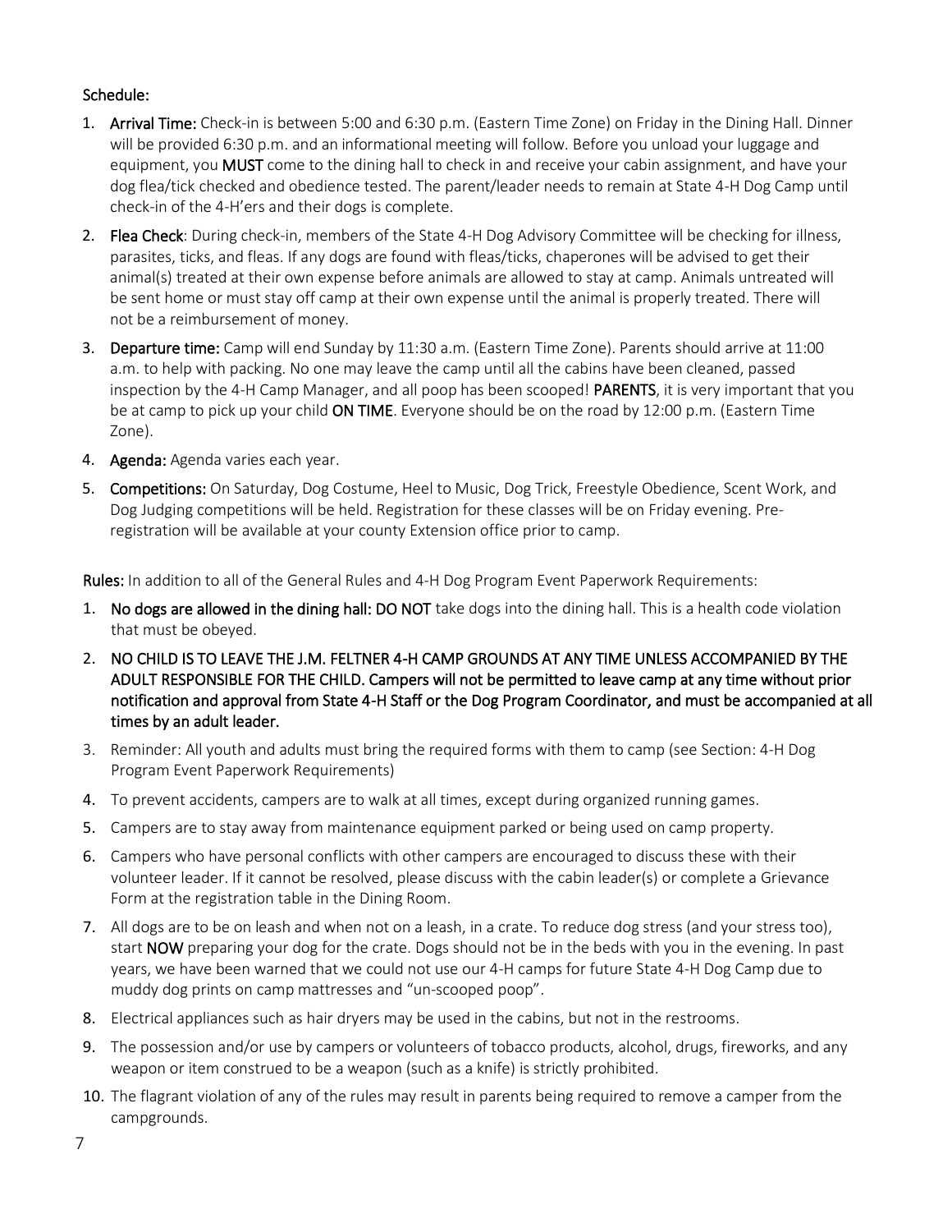**Schedule:**

1. **Arrival Time:** Check-in is between 5:00 and 6:30 p.m. (Eastern Time Zone) on Friday in the Dining Hall. Dinner will be provided 6:30 p.m. and an informational meeting will follow. Before you unload your luggage and equipment, you **MUST** come to the dining hall to check in and receive your cabin assignment, and have your dog flea/tick checked and obedience tested. The parent/leader needs to remain at State 4-H Dog Camp until check-in of the 4-H'ers and their dogs is complete.
2. **Flea Check**: During check-in, members of the State 4-H Dog Advisory Committee will be checking for illness, parasites, ticks, and fleas. If any dogs are found with fleas/ticks, chaperones will be advised to get their animal(s) treated at their own expense before animals are allowed to stay at camp. Animals untreated will be sent home or must stay off camp at their own expense until the animal is properly treated. There will not be a reimbursement of money.
3. **Departure time:** Camp will end Sunday by 11:30 a.m. (Eastern Time Zone). Parents should arrive at 11:00 a.m. to help with packing. No one may leave the camp until all the cabins have been cleaned, passed inspection by the 4-H Camp Manager, and all poop has been scooped! **PARENTS**, it is very important that you be at camp to pick up your child **ON TIME**. Everyone should be on the road by 12:00 p.m. (Eastern Time Zone).
4. **Agenda:** Agenda varies each year.
5. **Competitions:** On Saturday, Dog Costume, Heel to Music, Dog Trick, Freestyle Obedience, Scent Work, and Dog Judging competitions will be held. Registration for these classes will be on Friday evening. Pre-registration will be available at your county Extension office prior to camp.

**Rules:** In addition to all of the General Rules and 4-H Dog Program Event Paperwork Requirements:

1. **No dogs are allowed in the dining hall: DO NOT** take dogs into the dining hall. This is a health code violation that must be obeyed.
2. **NO CHILD IS TO LEAVE THE J.M. FELTNER 4-H CAMP GROUNDS AT ANY TIME UNLESS ACCOMPANIED BY THE ADULT RESPONSIBLE FOR THE CHILD. Campers will not be permitted to leave camp at any time without prior notification and approval from State 4-H Staff or the Dog Program Coordinator, and must be accompanied at all times by an adult leader.**
3. Reminder: All youth and adults must bring the required forms with them to camp (see Section: 4-H Dog Program Event Paperwork Requirements)
4. To prevent accidents, campers are to walk at all times, except during organized running games.
5. Campers are to stay away from maintenance equipment parked or being used on camp property.
6. Campers who have personal conflicts with other campers are encouraged to discuss these with their volunteer leader. If it cannot be resolved, please discuss with the cabin leader(s) or complete a Grievance Form at the registration table in the Dining Room.
7. All dogs are to be on leash and when not on a leash, in a crate. To reduce dog stress (and your stress too), start **NOW** preparing your dog for the crate. Dogs should not be in the beds with you in the evening. In past years, we have been warned that we could not use our 4-H camps for future State 4-H Dog Camp due to muddy dog prints on camp mattresses and "un-scooped poop".
8. Electrical appliances such as hair dryers may be used in the cabins, but not in the restrooms.
9. The possession and/or use by campers or volunteers of tobacco products, alcohol, drugs, fireworks, and any weapon or item construed to be a weapon (such as a knife) is strictly prohibited.
10. The flagrant violation of any of the rules may result in parents being required to remove a camper from the campgrounds.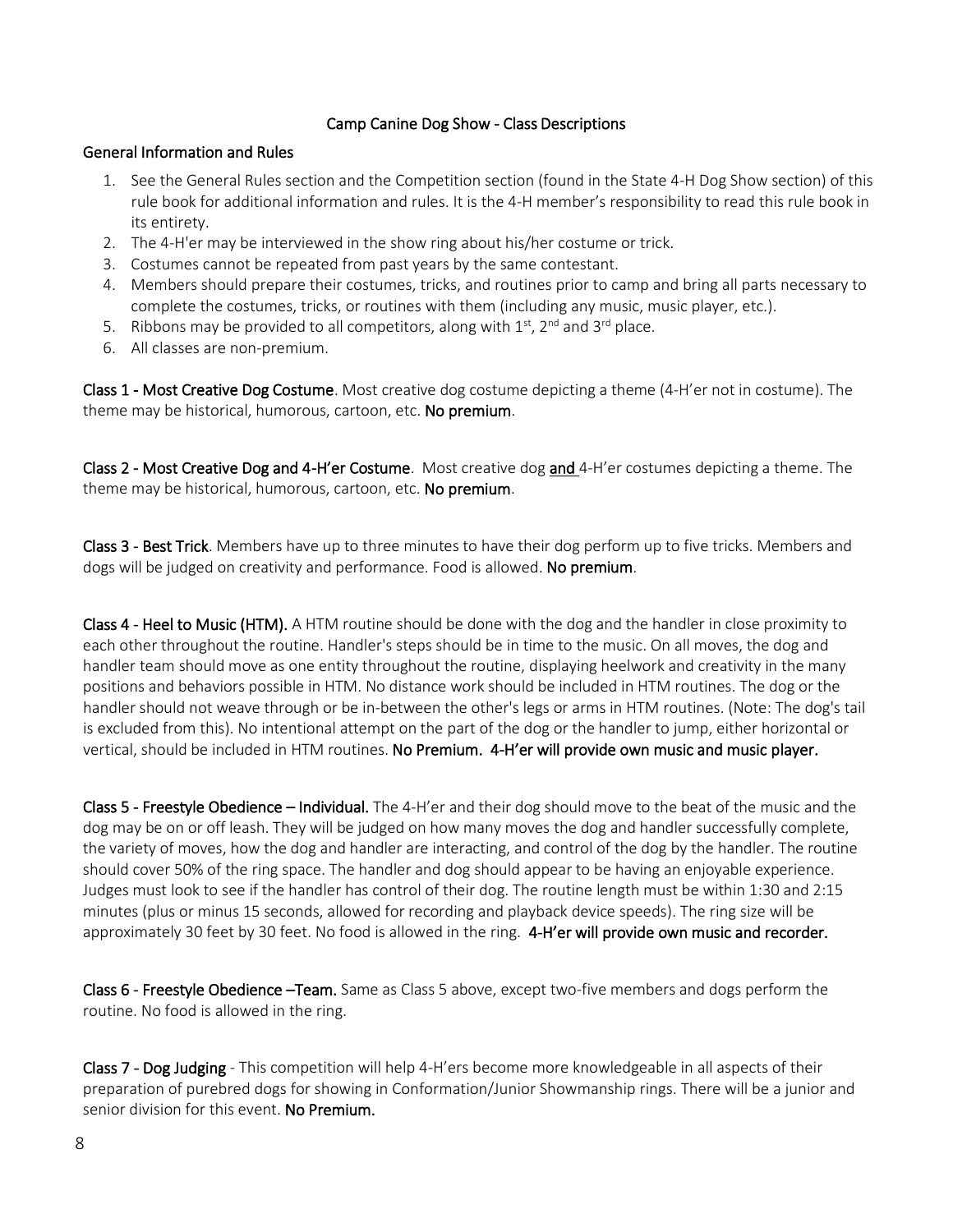## Camp Canine Dog Show - Class Descriptions

### General Information and Rules

1. See the General Rules section and the Competition section (found in the State 4-H Dog Show section) of this rule book for additional information and rules. It is the 4-H member's responsibility to read this rule book in its entirety.
2. The 4-H'er may be interviewed in the show ring about his/her costume or trick.
3. Costumes cannot be repeated from past years by the same contestant.
4. Members should prepare their costumes, tricks, and routines prior to camp and bring all parts necessary to complete the costumes, tricks, or routines with them (including any music, music player, etc.).
5. Ribbons may be provided to all competitors, along with 1st, 2nd and 3rd place.
6. All classes are non-premium.

**Class 1 - Most Creative Dog Costume**. Most creative dog costume depicting a theme (4-H'er not in costume). The theme may be historical, humorous, cartoon, etc. **No premium**.

**Class 2 - Most Creative Dog and 4-H'er Costume**. Most creative dog <u>and</u> 4-H'er costumes depicting a theme. The theme may be historical, humorous, cartoon, etc. **No premium**.

**Class 3 - Best Trick**. Members have up to three minutes to have their dog perform up to five tricks. Members and dogs will be judged on creativity and performance. Food is allowed. **No premium**.

**Class 4 - Heel to Music (HTM).** A HTM routine should be done with the dog and the handler in close proximity to each other throughout the routine. Handler's steps should be in time to the music. On all moves, the dog and handler team should move as one entity throughout the routine, displaying heelwork and creativity in the many positions and behaviors possible in HTM. No distance work should be included in HTM routines. The dog or the handler should not weave through or be in-between the other's legs or arms in HTM routines. (Note: The dog's tail is excluded from this). No intentional attempt on the part of the dog or the handler to jump, either horizontal or vertical, should be included in HTM routines. **No Premium. 4-H'er will provide own music and music player.**

**Class 5 - Freestyle Obedience – Individual.** The 4-H'er and their dog should move to the beat of the music and the dog may be on or off leash. They will be judged on how many moves the dog and handler successfully complete, the variety of moves, how the dog and handler are interacting, and control of the dog by the handler. The routine should cover 50% of the ring space. The handler and dog should appear to be having an enjoyable experience. Judges must look to see if the handler has control of their dog. The routine length must be within 1:30 and 2:15 minutes (plus or minus 15 seconds, allowed for recording and playback device speeds). The ring size will be approximately 30 feet by 30 feet. No food is allowed in the ring. **4-H'er will provide own music and recorder.**

**Class 6 - Freestyle Obedience –Team.** Same as Class 5 above, except two-five members and dogs perform the routine. No food is allowed in the ring.

**Class 7 - Dog Judging** - This competition will help 4-H'ers become more knowledgeable in all aspects of their preparation of purebred dogs for showing in Conformation/Junior Showmanship rings. There will be a junior and senior division for this event. **No Premium.**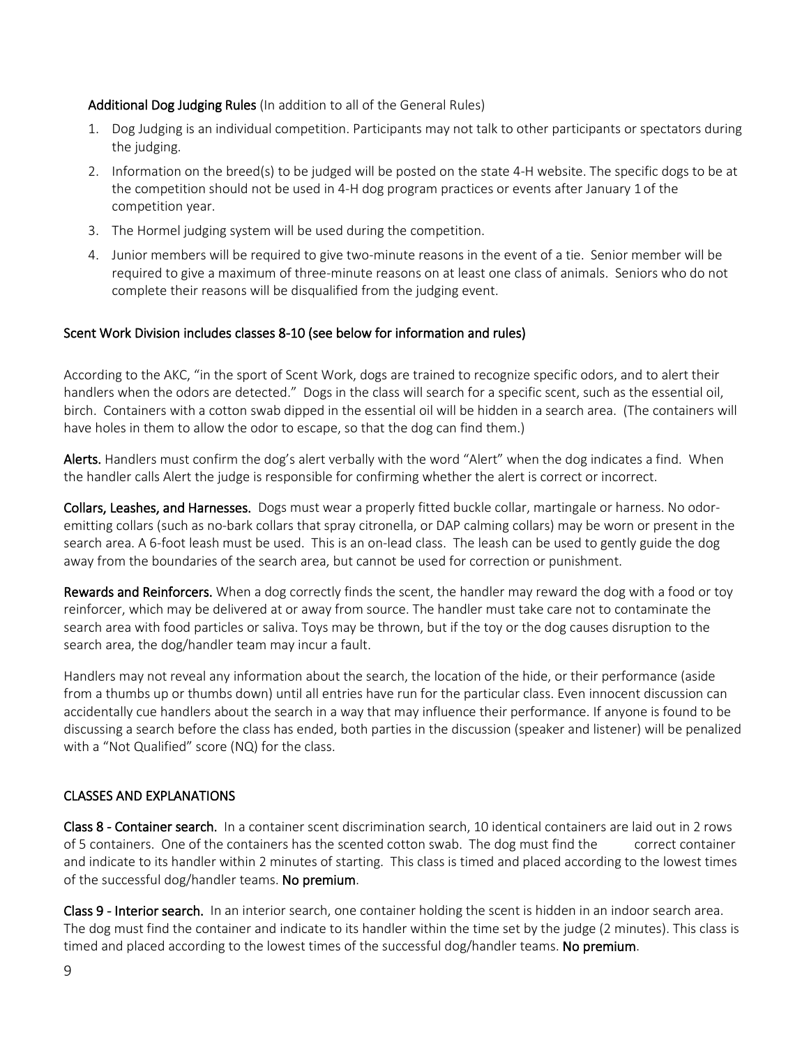**Additional Dog Judging Rules** (In addition to all of the General Rules)

1. Dog Judging is an individual competition. Participants may not talk to other participants or spectators during the judging.
2. Information on the breed(s) to be judged will be posted on the state 4-H website. The specific dogs to be at the competition should not be used in 4-H dog program practices or events after January 1 of the competition year.
3. The Hormel judging system will be used during the competition.
4. Junior members will be required to give two-minute reasons in the event of a tie. Senior member will be required to give a maximum of three-minute reasons on at least one class of animals. Seniors who do not complete their reasons will be disqualified from the judging event.

## Scent Work Division includes classes 8-10 (see below for information and rules)

According to the AKC, "in the sport of Scent Work, dogs are trained to recognize specific odors, and to alert their handlers when the odors are detected." Dogs in the class will search for a specific scent, such as the essential oil, birch. Containers with a cotton swab dipped in the essential oil will be hidden in a search area. (The containers will have holes in them to allow the odor to escape, so that the dog can find them.)

**Alerts.** Handlers must confirm the dog's alert verbally with the word "Alert" when the dog indicates a find. When the handler calls Alert the judge is responsible for confirming whether the alert is correct or incorrect.

**Collars, Leashes, and Harnesses.** Dogs must wear a properly fitted buckle collar, martingale or harness. No odor-emitting collars (such as no-bark collars that spray citronella, or DAP calming collars) may be worn or present in the search area. A 6-foot leash must be used. This is an on-lead class. The leash can be used to gently guide the dog away from the boundaries of the search area, but cannot be used for correction or punishment.

**Rewards and Reinforcers.** When a dog correctly finds the scent, the handler may reward the dog with a food or toy reinforcer, which may be delivered at or away from source. The handler must take care not to contaminate the search area with food particles or saliva. Toys may be thrown, but if the toy or the dog causes disruption to the search area, the dog/handler team may incur a fault.

Handlers may not reveal any information about the search, the location of the hide, or their performance (aside from a thumbs up or thumbs down) until all entries have run for the particular class. Even innocent discussion can accidentally cue handlers about the search in a way that may influence their performance. If anyone is found to be discussing a search before the class has ended, both parties in the discussion (speaker and listener) will be penalized with a "Not Qualified" score (NQ) for the class.

## CLASSES AND EXPLANATIONS

**Class 8 - Container search.** In a container scent discrimination search, 10 identical containers are laid out in 2 rows of 5 containers. One of the containers has the scented cotton swab. The dog must find the correct container and indicate to its handler within 2 minutes of starting. This class is timed and placed according to the lowest times of the successful dog/handler teams. **No premium**.

**Class 9 - Interior search.** In an interior search, one container holding the scent is hidden in an indoor search area. The dog must find the container and indicate to its handler within the time set by the judge (2 minutes). This class is timed and placed according to the lowest times of the successful dog/handler teams. **No premium**.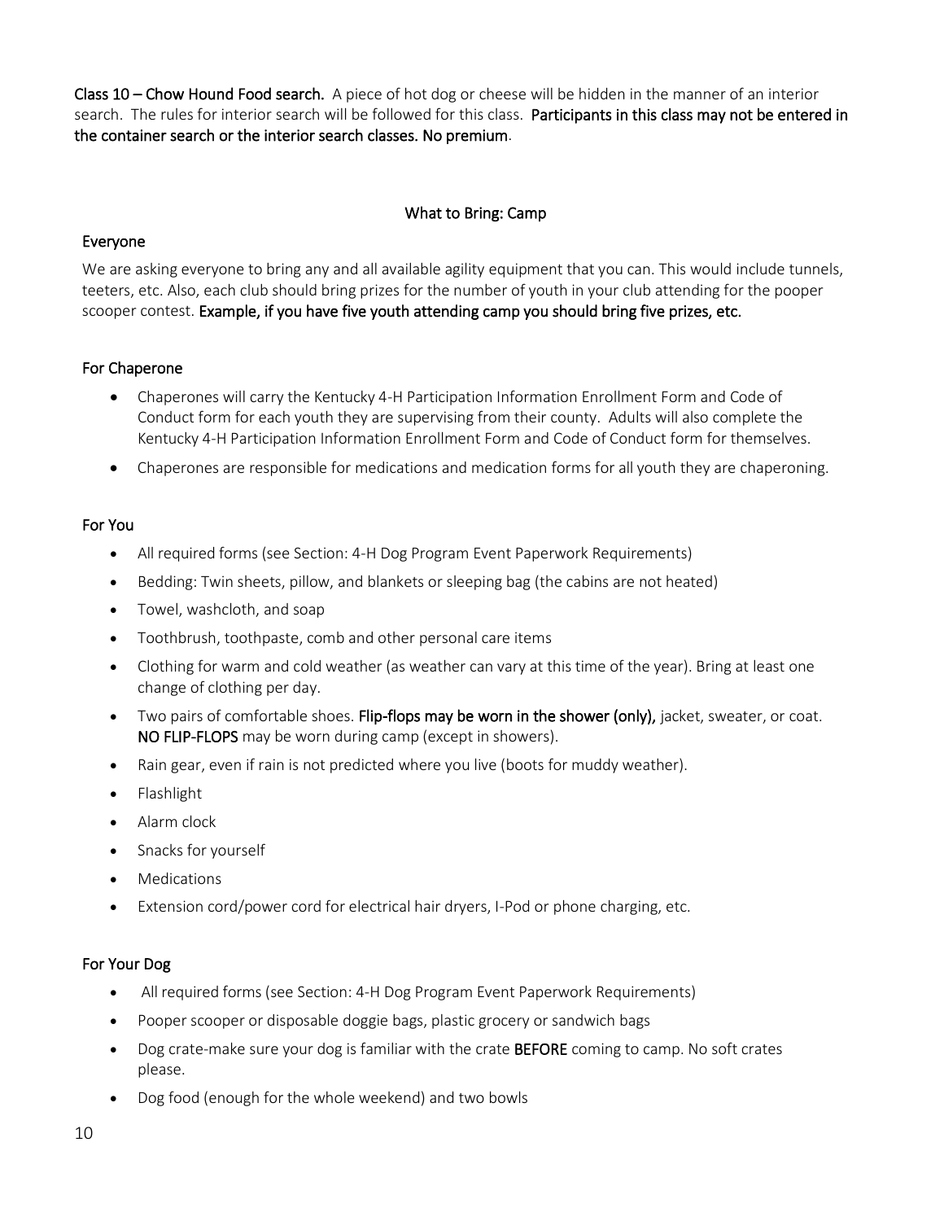**Class 10 – Chow Hound Food search.** A piece of hot dog or cheese will be hidden in the manner of an interior search. The rules for interior search will be followed for this class. **Participants in this class may not be entered in the container search or the interior search classes. No premium**.

## What to Bring: Camp

### Everyone

We are asking everyone to bring any and all available agility equipment that you can. This would include tunnels, teeters, etc. Also, each club should bring prizes for the number of youth in your club attending for the pooper scooper contest. **Example, if you have five youth attending camp you should bring five prizes, etc.**

### For Chaperone

- Chaperones will carry the Kentucky 4-H Participation Information Enrollment Form and Code of Conduct form for each youth they are supervising from their county. Adults will also complete the Kentucky 4-H Participation Information Enrollment Form and Code of Conduct form for themselves.
- Chaperones are responsible for medications and medication forms for all youth they are chaperoning.

### For You

- All required forms (see Section: 4-H Dog Program Event Paperwork Requirements)
- Bedding: Twin sheets, pillow, and blankets or sleeping bag (the cabins are not heated)
- Towel, washcloth, and soap
- Toothbrush, toothpaste, comb and other personal care items
- Clothing for warm and cold weather (as weather can vary at this time of the year). Bring at least one change of clothing per day.
- Two pairs of comfortable shoes. **Flip-flops may be worn in the shower (only),** jacket, sweater, or coat. **NO FLIP-FLOPS** may be worn during camp (except in showers).
- Rain gear, even if rain is not predicted where you live (boots for muddy weather).
- Flashlight
- Alarm clock
- Snacks for yourself
- Medications
- Extension cord/power cord for electrical hair dryers, I-Pod or phone charging, etc.

### For Your Dog

- All required forms (see Section: 4-H Dog Program Event Paperwork Requirements)
- Pooper scooper or disposable doggie bags, plastic grocery or sandwich bags
- Dog crate-make sure your dog is familiar with the crate **BEFORE** coming to camp. No soft crates please.
- Dog food (enough for the whole weekend) and two bowls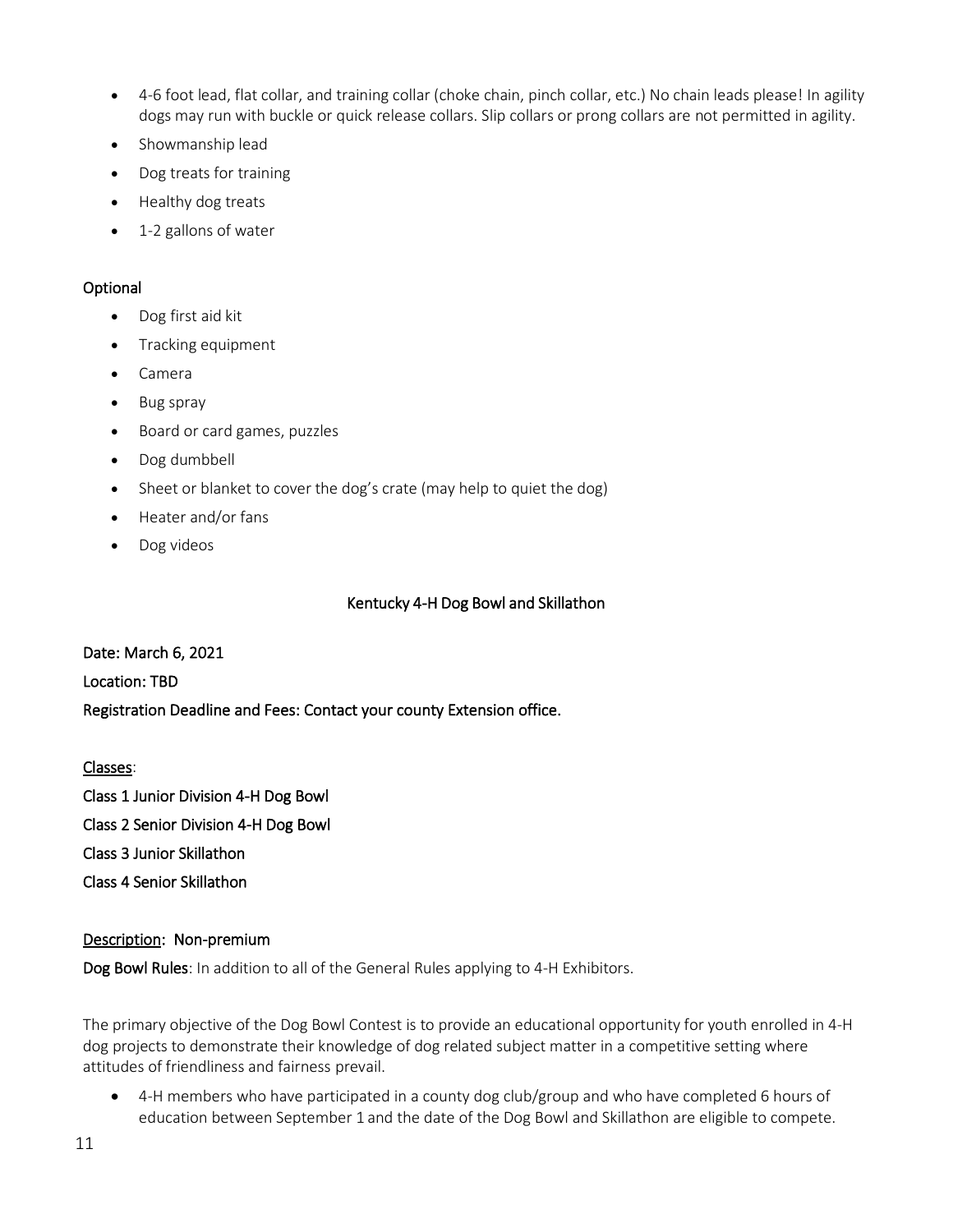- 4-6 foot lead, flat collar, and training collar (choke chain, pinch collar, etc.) No chain leads please! In agility dogs may run with buckle or quick release collars. Slip collars or prong collars are not permitted in agility.
- Showmanship lead
- Dog treats for training
- Healthy dog treats
- 1-2 gallons of water

Optional

- Dog first aid kit
- Tracking equipment
- Camera
- Bug spray
- Board or card games, puzzles
- Dog dumbbell
- Sheet or blanket to cover the dog's crate (may help to quiet the dog)
- Heater and/or fans
- Dog videos

## Kentucky 4-H Dog Bowl and Skillathon

**Date: March 6, 2021**

**Location: TBD**

**Registration Deadline and Fees: Contact your county Extension office.**

Classes:

**Class 1 Junior Division 4-H Dog Bowl**

**Class 2 Senior Division 4-H Dog Bowl**

**Class 3 Junior Skillathon**

**Class 4 Senior Skillathon**

**Description: Non-premium**

**Dog Bowl Rules**: In addition to all of the General Rules applying to 4-H Exhibitors.

The primary objective of the Dog Bowl Contest is to provide an educational opportunity for youth enrolled in 4-H dog projects to demonstrate their knowledge of dog related subject matter in a competitive setting where attitudes of friendliness and fairness prevail.

- 4-H members who have participated in a county dog club/group and who have completed 6 hours of education between September 1 and the date of the Dog Bowl and Skillathon are eligible to compete.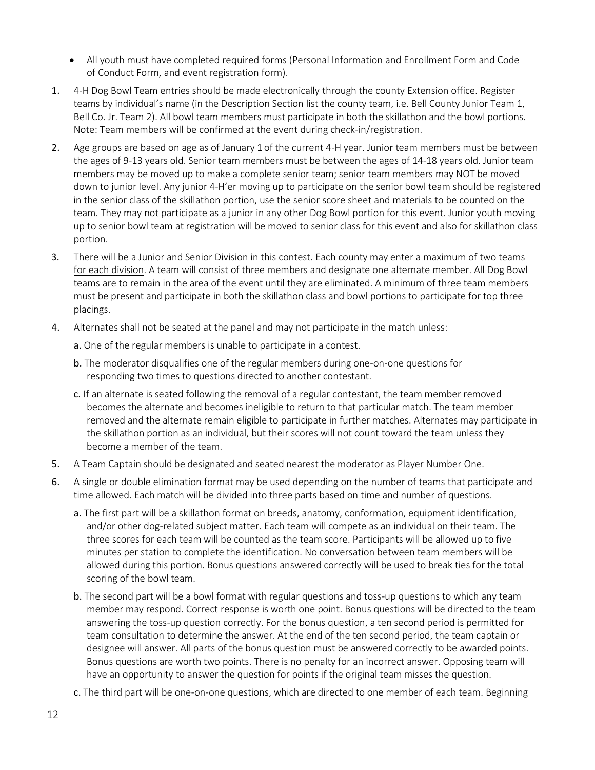- All youth must have completed required forms (Personal Information and Enrollment Form and Code of Conduct Form, and event registration form).

1. 4-H Dog Bowl Team entries should be made electronically through the county Extension office. Register teams by individual's name (in the Description Section list the county team, i.e. Bell County Junior Team 1, Bell Co. Jr. Team 2). All bowl team members must participate in both the skillathon and the bowl portions. Note: Team members will be confirmed at the event during check-in/registration.
2. Age groups are based on age as of January 1 of the current 4-H year. Junior team members must be between the ages of 9-13 years old. Senior team members must be between the ages of 14-18 years old. Junior team members may be moved up to make a complete senior team; senior team members may NOT be moved down to junior level. Any junior 4-H'er moving up to participate on the senior bowl team should be registered in the senior class of the skillathon portion, use the senior score sheet and materials to be counted on the team. They may not participate as a junior in any other Dog Bowl portion for this event. Junior youth moving up to senior bowl team at registration will be moved to senior class for this event and also for skillathon class portion.
3. There will be a Junior and Senior Division in this contest. <u>Each county may enter a maximum of two teams for each division</u>. A team will consist of three members and designate one alternate member. All Dog Bowl teams are to remain in the area of the event until they are eliminated. A minimum of three team members must be present and participate in both the skillathon class and bowl portions to participate for top three placings.
4. Alternates shall not be seated at the panel and may not participate in the match unless:
   - a. One of the regular members is unable to participate in a contest.
   - b. The moderator disqualifies one of the regular members during one-on-one questions for responding two times to questions directed to another contestant.
   - c. If an alternate is seated following the removal of a regular contestant, the team member removed becomes the alternate and becomes ineligible to return to that particular match. The team member removed and the alternate remain eligible to participate in further matches. Alternates may participate in the skillathon portion as an individual, but their scores will not count toward the team unless they become a member of the team.
5. A Team Captain should be designated and seated nearest the moderator as Player Number One.
6. A single or double elimination format may be used depending on the number of teams that participate and time allowed. Each match will be divided into three parts based on time and number of questions.
   - a. The first part will be a skillathon format on breeds, anatomy, conformation, equipment identification, and/or other dog-related subject matter. Each team will compete as an individual on their team. The three scores for each team will be counted as the team score. Participants will be allowed up to five minutes per station to complete the identification. No conversation between team members will be allowed during this portion. Bonus questions answered correctly will be used to break ties for the total scoring of the bowl team.
   - b. The second part will be a bowl format with regular questions and toss-up questions to which any team member may respond. Correct response is worth one point. Bonus questions will be directed to the team answering the toss-up question correctly. For the bonus question, a ten second period is permitted for team consultation to determine the answer. At the end of the ten second period, the team captain or designee will answer. All parts of the bonus question must be answered correctly to be awarded points. Bonus questions are worth two points. There is no penalty for an incorrect answer. Opposing team will have an opportunity to answer the question for points if the original team misses the question.
   - c. The third part will be one-on-one questions, which are directed to one member of each team. Beginning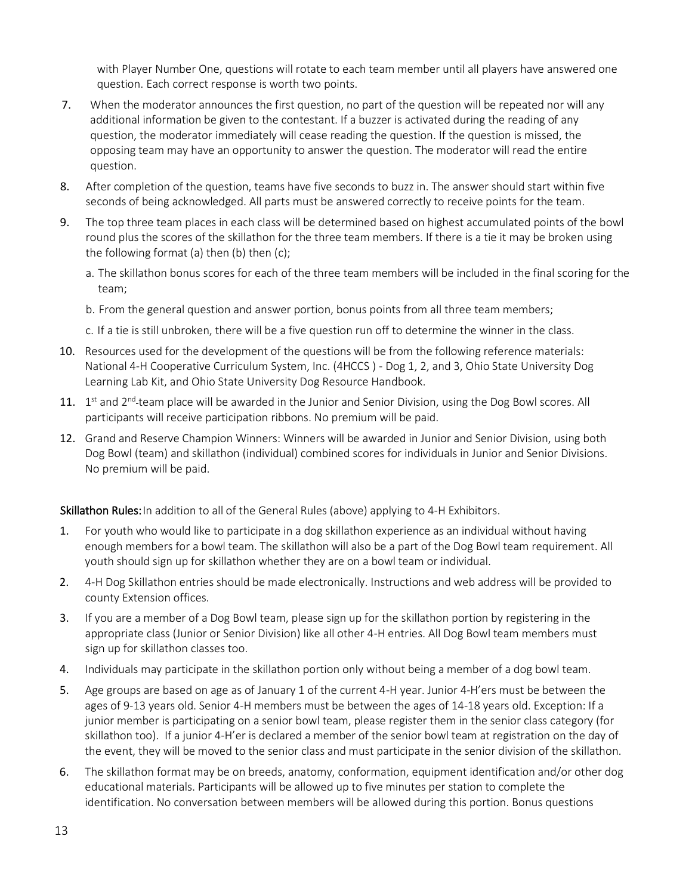with Player Number One, questions will rotate to each team member until all players have answered one question. Each correct response is worth two points.

7. When the moderator announces the first question, no part of the question will be repeated nor will any additional information be given to the contestant. If a buzzer is activated during the reading of any question, the moderator immediately will cease reading the question. If the question is missed, the opposing team may have an opportunity to answer the question. The moderator will read the entire question.
8. After completion of the question, teams have five seconds to buzz in. The answer should start within five seconds of being acknowledged. All parts must be answered correctly to receive points for the team.
9. The top three team places in each class will be determined based on highest accumulated points of the bowl round plus the scores of the skillathon for the three team members. If there is a tie it may be broken using the following format (a) then (b) then (c);
   a. The skillathon bonus scores for each of the three team members will be included in the final scoring for the team;
   b. From the general question and answer portion, bonus points from all three team members;
   c. If a tie is still unbroken, there will be a five question run off to determine the winner in the class.
10. Resources used for the development of the questions will be from the following reference materials: National 4-H Cooperative Curriculum System, Inc. (4HCCS ) - Dog 1, 2, and 3, Ohio State University Dog Learning Lab Kit, and Ohio State University Dog Resource Handbook.
11. 1st and 2nd-team place will be awarded in the Junior and Senior Division, using the Dog Bowl scores. All participants will receive participation ribbons. No premium will be paid.
12. Grand and Reserve Champion Winners: Winners will be awarded in Junior and Senior Division, using both Dog Bowl (team) and skillathon (individual) combined scores for individuals in Junior and Senior Divisions. No premium will be paid.

**Skillathon Rules:** In addition to all of the General Rules (above) applying to 4-H Exhibitors.

1. For youth who would like to participate in a dog skillathon experience as an individual without having enough members for a bowl team. The skillathon will also be a part of the Dog Bowl team requirement. All youth should sign up for skillathon whether they are on a bowl team or individual.
2. 4-H Dog Skillathon entries should be made electronically. Instructions and web address will be provided to county Extension offices.
3. If you are a member of a Dog Bowl team, please sign up for the skillathon portion by registering in the appropriate class (Junior or Senior Division) like all other 4-H entries. All Dog Bowl team members must sign up for skillathon classes too.
4. Individuals may participate in the skillathon portion only without being a member of a dog bowl team.
5. Age groups are based on age as of January 1 of the current 4-H year. Junior 4-H'ers must be between the ages of 9-13 years old. Senior 4-H members must be between the ages of 14-18 years old. Exception: If a junior member is participating on a senior bowl team, please register them in the senior class category (for skillathon too). If a junior 4-H'er is declared a member of the senior bowl team at registration on the day of the event, they will be moved to the senior class and must participate in the senior division of the skillathon.
6. The skillathon format may be on breeds, anatomy, conformation, equipment identification and/or other dog educational materials. Participants will be allowed up to five minutes per station to complete the identification. No conversation between members will be allowed during this portion. Bonus questions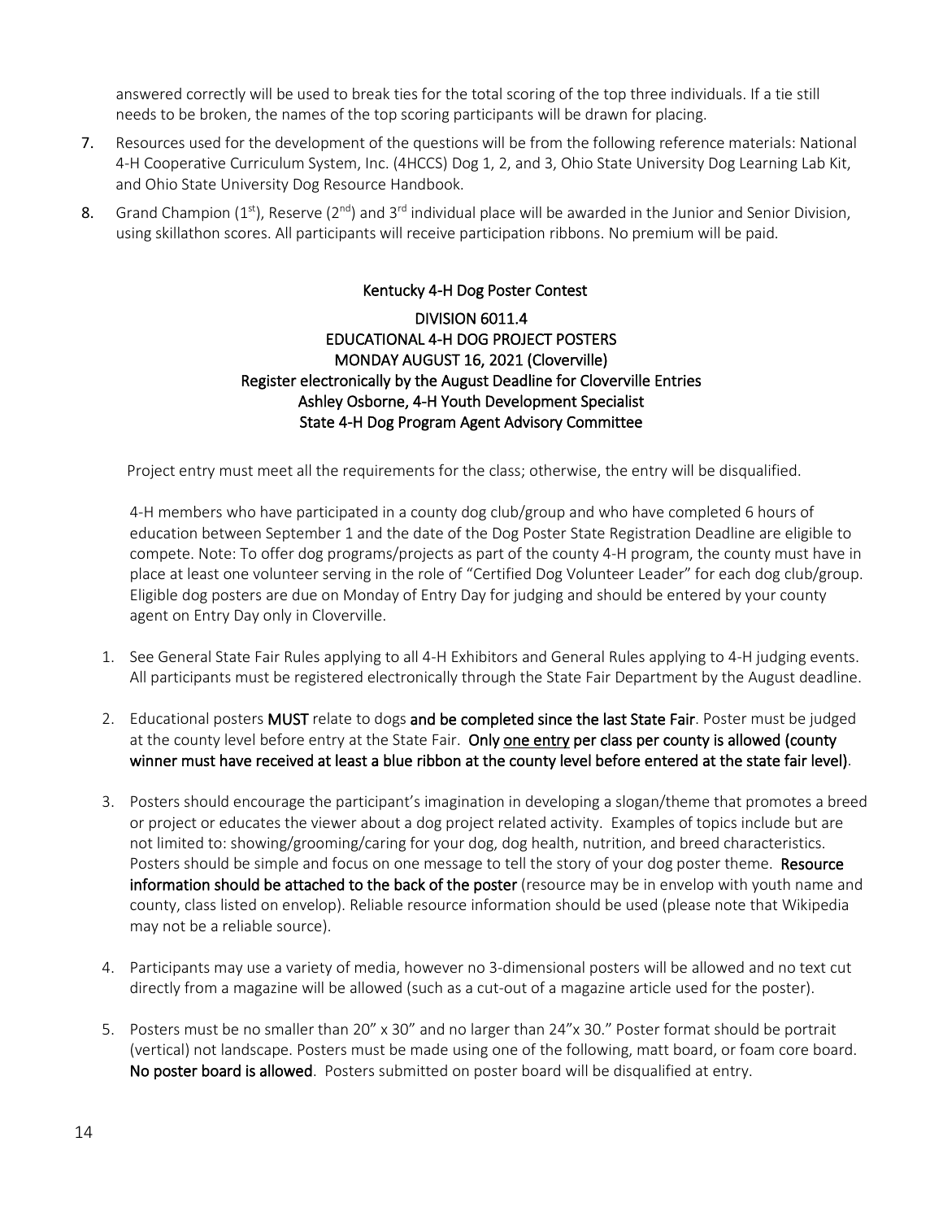answered correctly will be used to break ties for the total scoring of the top three individuals. If a tie still needs to be broken, the names of the top scoring participants will be drawn for placing.

7. Resources used for the development of the questions will be from the following reference materials: National 4-H Cooperative Curriculum System, Inc. (4HCCS) Dog 1, 2, and 3, Ohio State University Dog Learning Lab Kit, and Ohio State University Dog Resource Handbook.
8. Grand Champion (1st), Reserve (2nd) and 3rd individual place will be awarded in the Junior and Senior Division, using skillathon scores. All participants will receive participation ribbons. No premium will be paid.

## Kentucky 4-H Dog Poster Contest

### DIVISION 6011.4
### EDUCATIONAL 4-H DOG PROJECT POSTERS
### MONDAY AUGUST 16, 2021 (Cloverville)
### Register electronically by the August Deadline for Cloverville Entries
### Ashley Osborne, 4-H Youth Development Specialist
### State 4-H Dog Program Agent Advisory Committee

Project entry must meet all the requirements for the class; otherwise, the entry will be disqualified.

4-H members who have participated in a county dog club/group and who have completed 6 hours of education between September 1 and the date of the Dog Poster State Registration Deadline are eligible to compete. Note: To offer dog programs/projects as part of the county 4-H program, the county must have in place at least one volunteer serving in the role of "Certified Dog Volunteer Leader" for each dog club/group. Eligible dog posters are due on Monday of Entry Day for judging and should be entered by your county agent on Entry Day only in Cloverville.

1. See General State Fair Rules applying to all 4-H Exhibitors and General Rules applying to 4-H judging events. All participants must be registered electronically through the State Fair Department by the August deadline.

2. Educational posters **MUST** relate to dogs **and be completed since the last State Fair**. Poster must be judged at the county level before entry at the State Fair. **Only one entry per class per county is allowed (county winner must have received at least a blue ribbon at the county level before entered at the state fair level)**.

3. Posters should encourage the participant's imagination in developing a slogan/theme that promotes a breed or project or educates the viewer about a dog project related activity. Examples of topics include but are not limited to: showing/grooming/caring for your dog, dog health, nutrition, and breed characteristics. Posters should be simple and focus on one message to tell the story of your dog poster theme. **Resource information should be attached to the back of the poster** (resource may be in envelop with youth name and county, class listed on envelop). Reliable resource information should be used (please note that Wikipedia may not be a reliable source).

4. Participants may use a variety of media, however no 3-dimensional posters will be allowed and no text cut directly from a magazine will be allowed (such as a cut-out of a magazine article used for the poster).

5. Posters must be no smaller than 20" x 30" and no larger than 24"x 30." Poster format should be portrait (vertical) not landscape. Posters must be made using one of the following, matt board, or foam core board. **No poster board is allowed**. Posters submitted on poster board will be disqualified at entry.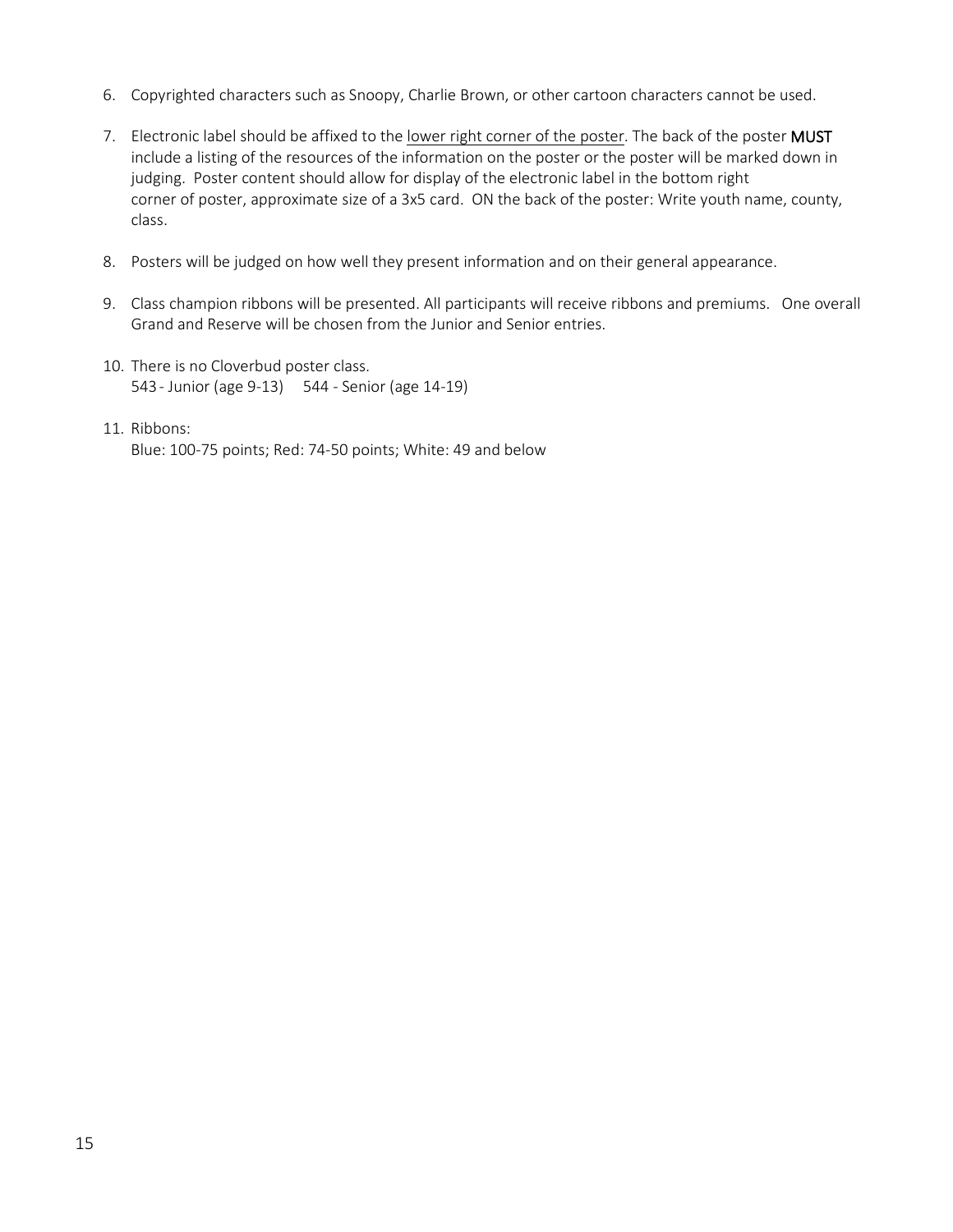6. Copyrighted characters such as Snoopy, Charlie Brown, or other cartoon characters cannot be used.

7. Electronic label should be affixed to the lower right corner of the poster. The back of the poster **MUST** include a listing of the resources of the information on the poster or the poster will be marked down in judging. Poster content should allow for display of the electronic label in the bottom right corner of poster, approximate size of a 3x5 card. ON the back of the poster: Write youth name, county, class.

8. Posters will be judged on how well they present information and on their general appearance.

9. Class champion ribbons will be presented. All participants will receive ribbons and premiums. One overall Grand and Reserve will be chosen from the Junior and Senior entries.

10. There is no Cloverbud poster class.
    543 - Junior (age 9-13) 544 - Senior (age 14-19)

11. Ribbons:
    Blue: 100-75 points; Red: 74-50 points; White: 49 and below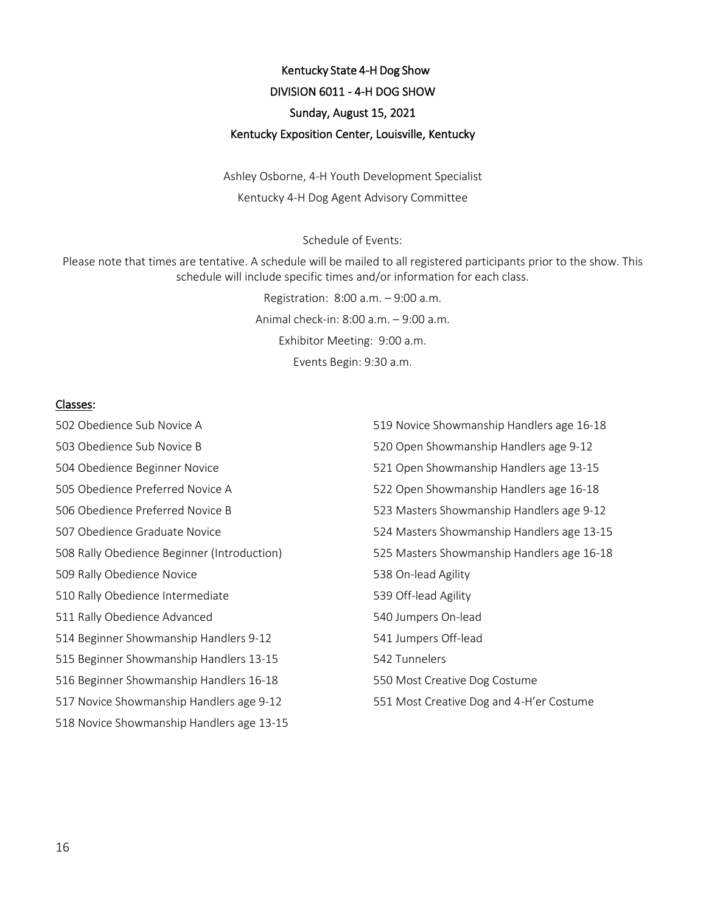# Kentucky State 4-H Dog Show

## DIVISION 6011 - 4-H DOG SHOW

## Sunday, August 15, 2021

## Kentucky Exposition Center, Louisville, Kentucky

Ashley Osborne, 4-H Youth Development Specialist

Kentucky 4-H Dog Agent Advisory Committee

Schedule of Events:

Please note that times are tentative. A schedule will be mailed to all registered participants prior to the show. This schedule will include specific times and/or information for each class.

Registration: 8:00 a.m. – 9:00 a.m.

Animal check-in: 8:00 a.m. – 9:00 a.m.

Exhibitor Meeting: 9:00 a.m.

Events Begin: 9:30 a.m.

### Classes:

502 Obedience Sub Novice A

503 Obedience Sub Novice B

504 Obedience Beginner Novice

505 Obedience Preferred Novice A

506 Obedience Preferred Novice B

507 Obedience Graduate Novice

508 Rally Obedience Beginner (Introduction)

509 Rally Obedience Novice

510 Rally Obedience Intermediate

511 Rally Obedience Advanced

514 Beginner Showmanship Handlers 9-12

515 Beginner Showmanship Handlers 13-15

516 Beginner Showmanship Handlers 16-18

517 Novice Showmanship Handlers age 9-12

518 Novice Showmanship Handlers age 13-15

519 Novice Showmanship Handlers age 16-18

520 Open Showmanship Handlers age 9-12

521 Open Showmanship Handlers age 13-15

522 Open Showmanship Handlers age 16-18

523 Masters Showmanship Handlers age 9-12

524 Masters Showmanship Handlers age 13-15

525 Masters Showmanship Handlers age 16-18

538 On-lead Agility

539 Off-lead Agility

540 Jumpers On-lead

541 Jumpers Off-lead

542 Tunnelers

550 Most Creative Dog Costume

551 Most Creative Dog and 4-H'er Costume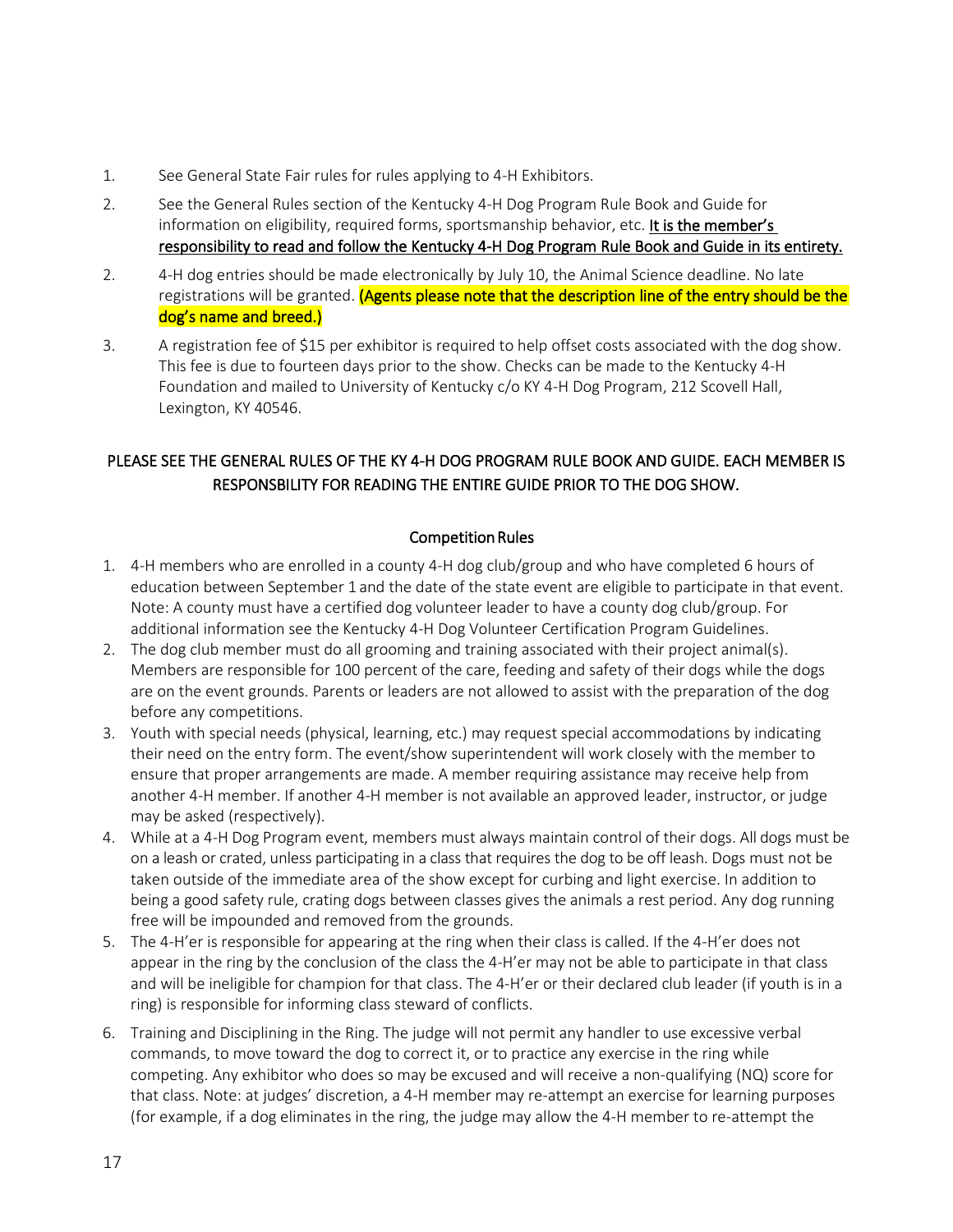1. See General State Fair rules for rules applying to 4-H Exhibitors.
2. See the General Rules section of the Kentucky 4-H Dog Program Rule Book and Guide for information on eligibility, required forms, sportsmanship behavior, etc. <u>It is the member's responsibility to read and follow the Kentucky 4-H Dog Program Rule Book and Guide in its entirety.</u>
2. 4-H dog entries should be made electronically by July 10, the Animal Science deadline. No late registrations will be granted. **(Agents please note that the description line of the entry should be the dog's name and breed.)**
3. A registration fee of $15 per exhibitor is required to help offset costs associated with the dog show. This fee is due to fourteen days prior to the show. Checks can be made to the Kentucky 4-H Foundation and mailed to University of Kentucky c/o KY 4-H Dog Program, 212 Scovell Hall, Lexington, KY 40546.

PLEASE SEE THE GENERAL RULES OF THE KY 4-H DOG PROGRAM RULE BOOK AND GUIDE. EACH MEMBER IS RESPONSBILITY FOR READING THE ENTIRE GUIDE PRIOR TO THE DOG SHOW.

## Competition Rules

1. 4-H members who are enrolled in a county 4-H dog club/group and who have completed 6 hours of education between September 1 and the date of the state event are eligible to participate in that event. Note: A county must have a certified dog volunteer leader to have a county dog club/group. For additional information see the Kentucky 4-H Dog Volunteer Certification Program Guidelines.
2. The dog club member must do all grooming and training associated with their project animal(s). Members are responsible for 100 percent of the care, feeding and safety of their dogs while the dogs are on the event grounds. Parents or leaders are not allowed to assist with the preparation of the dog before any competitions.
3. Youth with special needs (physical, learning, etc.) may request special accommodations by indicating their need on the entry form. The event/show superintendent will work closely with the member to ensure that proper arrangements are made. A member requiring assistance may receive help from another 4-H member. If another 4-H member is not available an approved leader, instructor, or judge may be asked (respectively).
4. While at a 4-H Dog Program event, members must always maintain control of their dogs. All dogs must be on a leash or crated, unless participating in a class that requires the dog to be off leash. Dogs must not be taken outside of the immediate area of the show except for curbing and light exercise. In addition to being a good safety rule, crating dogs between classes gives the animals a rest period. Any dog running free will be impounded and removed from the grounds.
5. The 4-H'er is responsible for appearing at the ring when their class is called. If the 4-H'er does not appear in the ring by the conclusion of the class the 4-H'er may not be able to participate in that class and will be ineligible for champion for that class. The 4-H'er or their declared club leader (if youth is in a ring) is responsible for informing class steward of conflicts.
6. Training and Disciplining in the Ring. The judge will not permit any handler to use excessive verbal commands, to move toward the dog to correct it, or to practice any exercise in the ring while competing. Any exhibitor who does so may be excused and will receive a non-qualifying (NQ) score for that class. Note: at judges' discretion, a 4-H member may re-attempt an exercise for learning purposes (for example, if a dog eliminates in the ring, the judge may allow the 4-H member to re-attempt the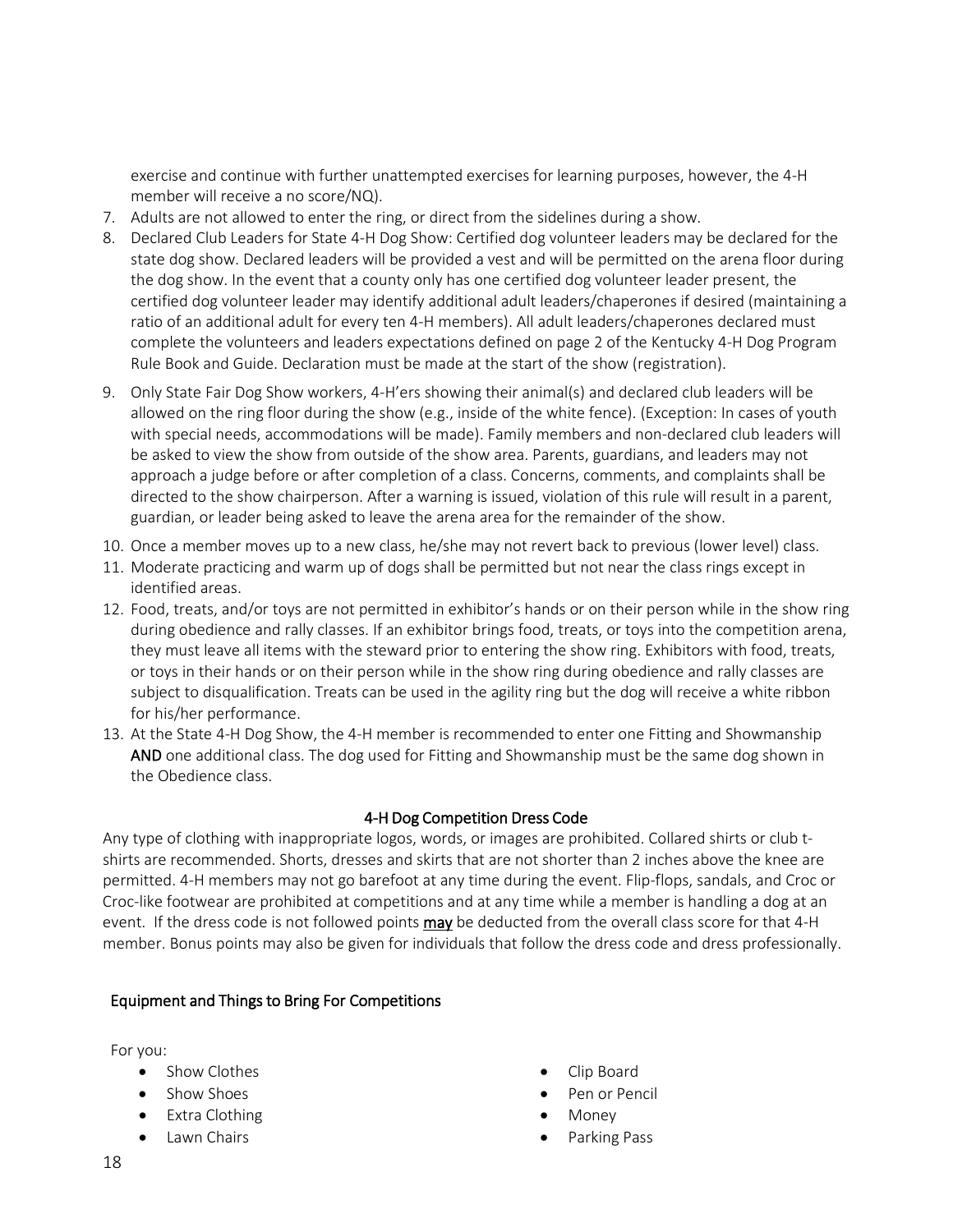exercise and continue with further unattempted exercises for learning purposes, however, the 4-H member will receive a no score/NQ).

7. Adults are not allowed to enter the ring, or direct from the sidelines during a show.
8. Declared Club Leaders for State 4-H Dog Show: Certified dog volunteer leaders may be declared for the state dog show. Declared leaders will be provided a vest and will be permitted on the arena floor during the dog show. In the event that a county only has one certified dog volunteer leader present, the certified dog volunteer leader may identify additional adult leaders/chaperones if desired (maintaining a ratio of an additional adult for every ten 4-H members). All adult leaders/chaperones declared must complete the volunteers and leaders expectations defined on page 2 of the Kentucky 4-H Dog Program Rule Book and Guide. Declaration must be made at the start of the show (registration).
9. Only State Fair Dog Show workers, 4-H'ers showing their animal(s) and declared club leaders will be allowed on the ring floor during the show (e.g., inside of the white fence). (Exception: In cases of youth with special needs, accommodations will be made). Family members and non-declared club leaders will be asked to view the show from outside of the show area. Parents, guardians, and leaders may not approach a judge before or after completion of a class. Concerns, comments, and complaints shall be directed to the show chairperson. After a warning is issued, violation of this rule will result in a parent, guardian, or leader being asked to leave the arena area for the remainder of the show.
10. Once a member moves up to a new class, he/she may not revert back to previous (lower level) class.
11. Moderate practicing and warm up of dogs shall be permitted but not near the class rings except in identified areas.
12. Food, treats, and/or toys are not permitted in exhibitor's hands or on their person while in the show ring during obedience and rally classes. If an exhibitor brings food, treats, or toys into the competition arena, they must leave all items with the steward prior to entering the show ring. Exhibitors with food, treats, or toys in their hands or on their person while in the show ring during obedience and rally classes are subject to disqualification. Treats can be used in the agility ring but the dog will receive a white ribbon for his/her performance.
13. At the State 4-H Dog Show, the 4-H member is recommended to enter one Fitting and Showmanship **AND** one additional class. The dog used for Fitting and Showmanship must be the same dog shown in the Obedience class.

## 4-H Dog Competition Dress Code

Any type of clothing with inappropriate logos, words, or images are prohibited. Collared shirts or club t-shirts are recommended. Shorts, dresses and skirts that are not shorter than 2 inches above the knee are permitted. 4-H members may not go barefoot at any time during the event. Flip-flops, sandals, and Croc or Croc-like footwear are prohibited at competitions and at any time while a member is handling a dog at an event. If the dress code is not followed points **may** be deducted from the overall class score for that 4-H member. Bonus points may also be given for individuals that follow the dress code and dress professionally.

## Equipment and Things to Bring For Competitions

For you:

- Show Clothes
- Show Shoes
- Extra Clothing
- Lawn Chairs
- Clip Board
- Pen or Pencil
- Money
- Parking Pass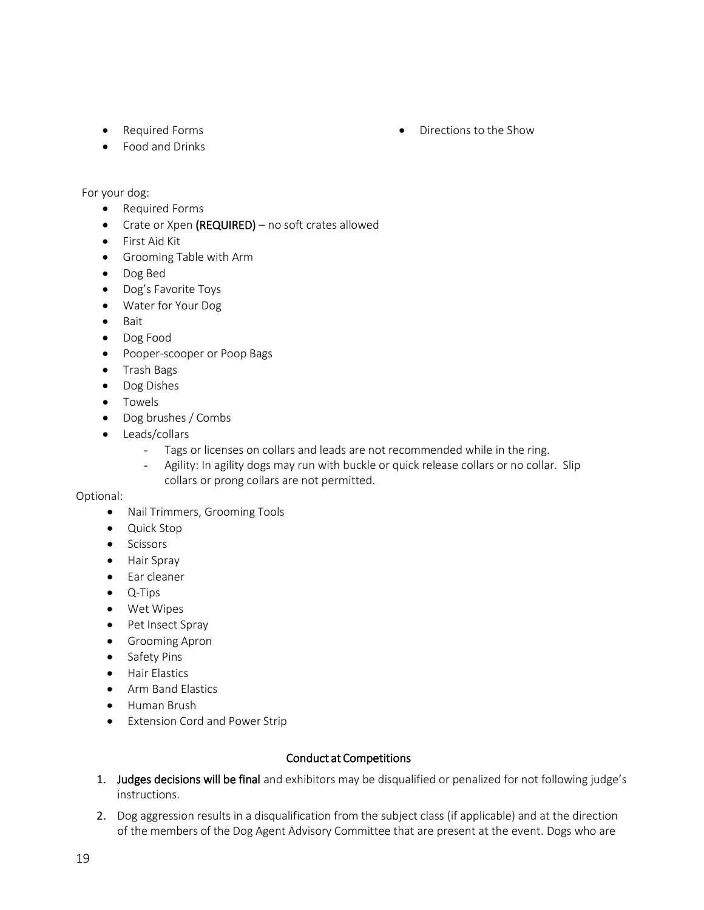- Required Forms
- Food and Drinks
- Directions to the Show

For your dog:

- Required Forms
- Crate or Xpen **(REQUIRED)** – no soft crates allowed
- First Aid Kit
- Grooming Table with Arm
- Dog Bed
- Dog's Favorite Toys
- Water for Your Dog
- Bait
- Dog Food
- Pooper-scooper or Poop Bags
- Trash Bags
- Dog Dishes
- Towels
- Dog brushes / Combs
- Leads/collars
    - Tags or licenses on collars and leads are not recommended while in the ring.
    - Agility: In agility dogs may run with buckle or quick release collars or no collar. Slip collars or prong collars are not permitted.

Optional:

- Nail Trimmers, Grooming Tools
- Quick Stop
- Scissors
- Hair Spray
- Ear cleaner
- Q-Tips
- Wet Wipes
- Pet Insect Spray
- Grooming Apron
- Safety Pins
- Hair Elastics
- Arm Band Elastics
- Human Brush
- Extension Cord and Power Strip

## Conduct at Competitions

1. **Judges decisions will be final** and exhibitors may be disqualified or penalized for not following judge's instructions.
2. Dog aggression results in a disqualification from the subject class (if applicable) and at the direction of the members of the Dog Agent Advisory Committee that are present at the event. Dogs who are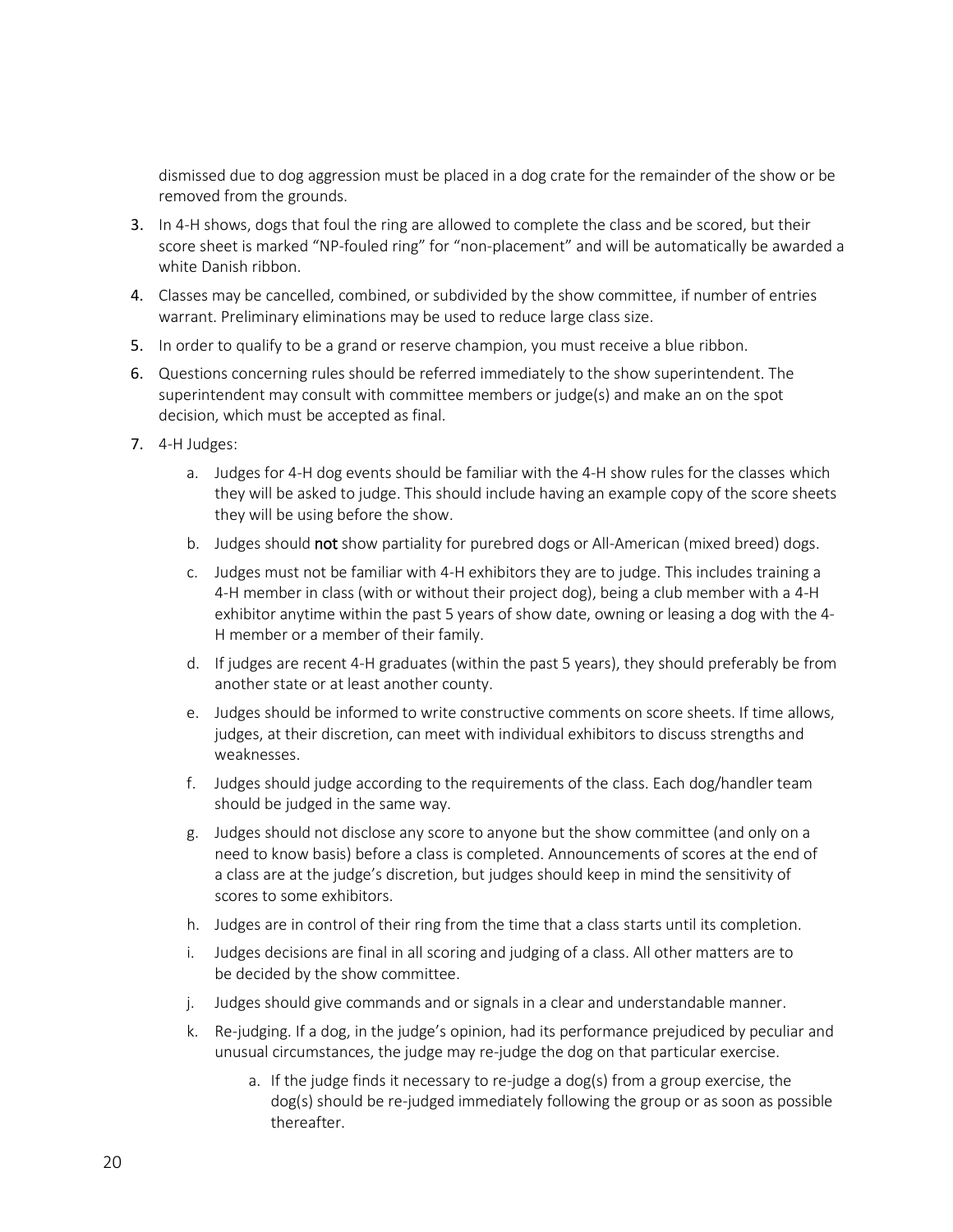dismissed due to dog aggression must be placed in a dog crate for the remainder of the show or be removed from the grounds.

3. In 4-H shows, dogs that foul the ring are allowed to complete the class and be scored, but their score sheet is marked "NP-fouled ring" for "non-placement" and will be automatically be awarded a white Danish ribbon.
4. Classes may be cancelled, combined, or subdivided by the show committee, if number of entries warrant. Preliminary eliminations may be used to reduce large class size.
5. In order to qualify to be a grand or reserve champion, you must receive a blue ribbon.
6. Questions concerning rules should be referred immediately to the show superintendent. The superintendent may consult with committee members or judge(s) and make an on the spot decision, which must be accepted as final.
7. 4-H Judges:
   a. Judges for 4-H dog events should be familiar with the 4-H show rules for the classes which they will be asked to judge. This should include having an example copy of the score sheets they will be using before the show.
   b. Judges should **not** show partiality for purebred dogs or All-American (mixed breed) dogs.
   c. Judges must not be familiar with 4-H exhibitors they are to judge. This includes training a 4-H member in class (with or without their project dog), being a club member with a 4-H exhibitor anytime within the past 5 years of show date, owning or leasing a dog with the 4-H member or a member of their family.
   d. If judges are recent 4-H graduates (within the past 5 years), they should preferably be from another state or at least another county.
   e. Judges should be informed to write constructive comments on score sheets. If time allows, judges, at their discretion, can meet with individual exhibitors to discuss strengths and weaknesses.
   f. Judges should judge according to the requirements of the class. Each dog/handler team should be judged in the same way.
   g. Judges should not disclose any score to anyone but the show committee (and only on a need to know basis) before a class is completed. Announcements of scores at the end of a class are at the judge's discretion, but judges should keep in mind the sensitivity of scores to some exhibitors.
   h. Judges are in control of their ring from the time that a class starts until its completion.
   i. Judges decisions are final in all scoring and judging of a class. All other matters are to be decided by the show committee.
   j. Judges should give commands and or signals in a clear and understandable manner.
   k. Re-judging. If a dog, in the judge's opinion, had its performance prejudiced by peculiar and unusual circumstances, the judge may re-judge the dog on that particular exercise.
      a. If the judge finds it necessary to re-judge a dog(s) from a group exercise, the dog(s) should be re-judged immediately following the group or as soon as possible thereafter.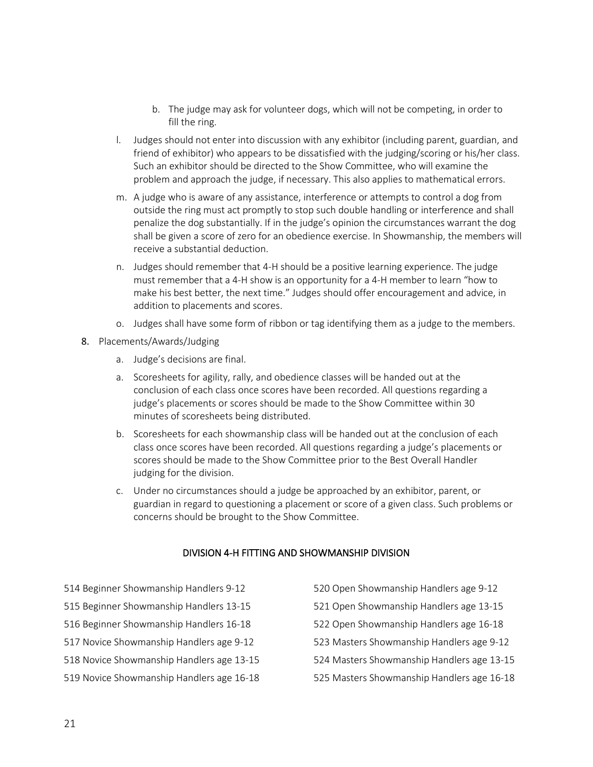b. The judge may ask for volunteer dogs, which will not be competing, in order to fill the ring.

l. Judges should not enter into discussion with any exhibitor (including parent, guardian, and friend of exhibitor) who appears to be dissatisfied with the judging/scoring or his/her class. Such an exhibitor should be directed to the Show Committee, who will examine the problem and approach the judge, if necessary. This also applies to mathematical errors.

m. A judge who is aware of any assistance, interference or attempts to control a dog from outside the ring must act promptly to stop such double handling or interference and shall penalize the dog substantially. If in the judge's opinion the circumstances warrant the dog shall be given a score of zero for an obedience exercise. In Showmanship, the members will receive a substantial deduction.

n. Judges should remember that 4-H should be a positive learning experience. The judge must remember that a 4-H show is an opportunity for a 4-H member to learn "how to make his best better, the next time." Judges should offer encouragement and advice, in addition to placements and scores.

o. Judges shall have some form of ribbon or tag identifying them as a judge to the members.

**8.** Placements/Awards/Judging

   a. Judge's decisions are final.

   a. Scoresheets for agility, rally, and obedience classes will be handed out at the conclusion of each class once scores have been recorded. All questions regarding a judge's placements or scores should be made to the Show Committee within 30 minutes of scoresheets being distributed.

   b. Scoresheets for each showmanship class will be handed out at the conclusion of each class once scores have been recorded. All questions regarding a judge's placements or scores should be made to the Show Committee prior to the Best Overall Handler judging for the division.

   c. Under no circumstances should a judge be approached by an exhibitor, parent, or guardian in regard to questioning a placement or score of a given class. Such problems or concerns should be brought to the Show Committee.

## DIVISION 4-H FITTING AND SHOWMANSHIP DIVISION

514 Beginner Showmanship Handlers 9-12
515 Beginner Showmanship Handlers 13-15
516 Beginner Showmanship Handlers 16-18
517 Novice Showmanship Handlers age 9-12
518 Novice Showmanship Handlers age 13-15
519 Novice Showmanship Handlers age 16-18
520 Open Showmanship Handlers age 9-12
521 Open Showmanship Handlers age 13-15
522 Open Showmanship Handlers age 16-18
523 Masters Showmanship Handlers age 9-12
524 Masters Showmanship Handlers age 13-15
525 Masters Showmanship Handlers age 16-18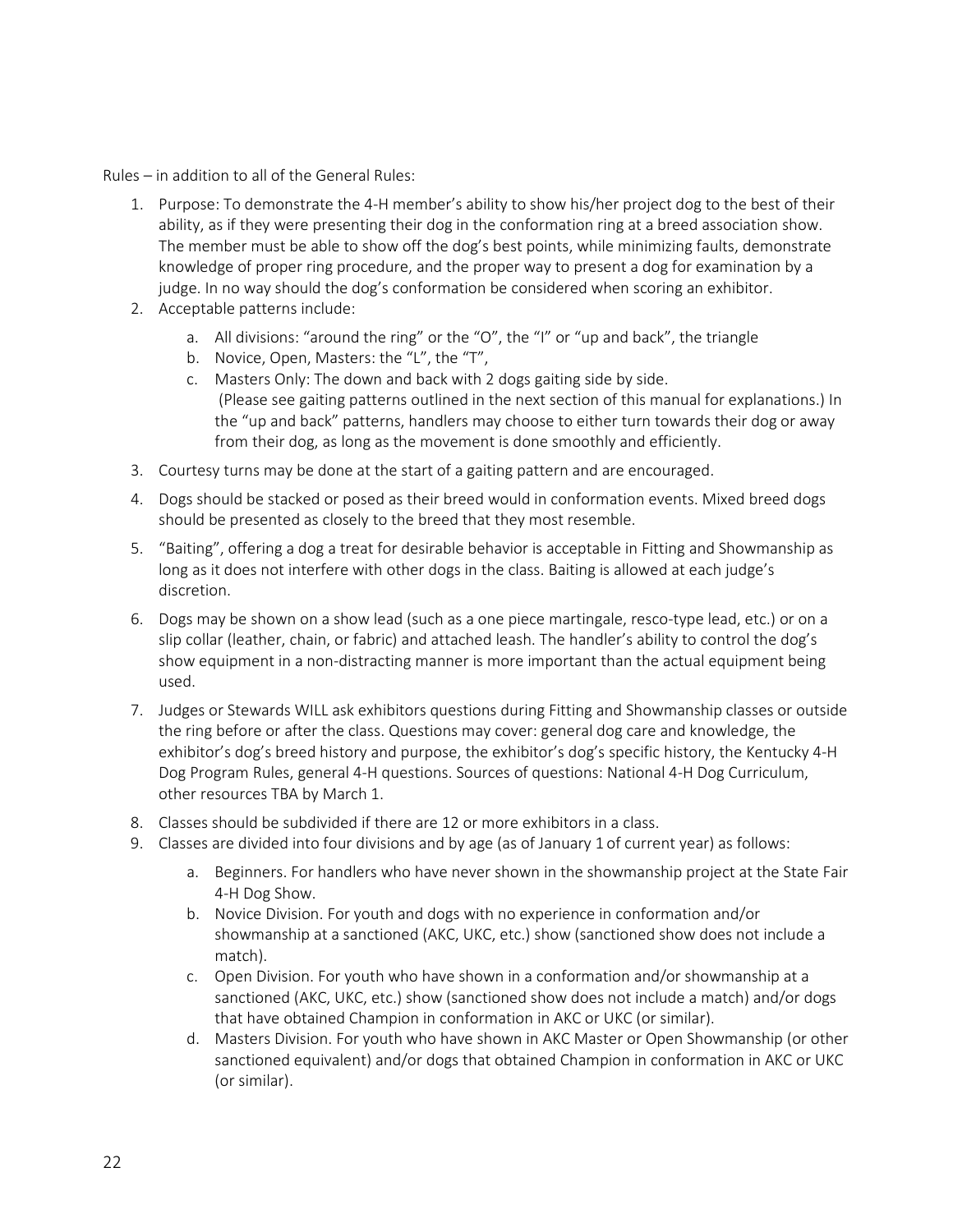Rules – in addition to all of the General Rules:

1. Purpose: To demonstrate the 4-H member's ability to show his/her project dog to the best of their ability, as if they were presenting their dog in the conformation ring at a breed association show. The member must be able to show off the dog's best points, while minimizing faults, demonstrate knowledge of proper ring procedure, and the proper way to present a dog for examination by a judge. In no way should the dog's conformation be considered when scoring an exhibitor.
2. Acceptable patterns include:
   a. All divisions: "around the ring" or the "O", the "I" or "up and back", the triangle
   b. Novice, Open, Masters: the "L", the "T",
   c. Masters Only: The down and back with 2 dogs gaiting side by side.
      (Please see gaiting patterns outlined in the next section of this manual for explanations.) In the "up and back" patterns, handlers may choose to either turn towards their dog or away from their dog, as long as the movement is done smoothly and efficiently.
3. Courtesy turns may be done at the start of a gaiting pattern and are encouraged.
4. Dogs should be stacked or posed as their breed would in conformation events. Mixed breed dogs should be presented as closely to the breed that they most resemble.
5. "Baiting", offering a dog a treat for desirable behavior is acceptable in Fitting and Showmanship as long as it does not interfere with other dogs in the class. Baiting is allowed at each judge's discretion.
6. Dogs may be shown on a show lead (such as a one piece martingale, resco-type lead, etc.) or on a slip collar (leather, chain, or fabric) and attached leash. The handler's ability to control the dog's show equipment in a non-distracting manner is more important than the actual equipment being used.
7. Judges or Stewards WILL ask exhibitors questions during Fitting and Showmanship classes or outside the ring before or after the class. Questions may cover: general dog care and knowledge, the exhibitor's dog's breed history and purpose, the exhibitor's dog's specific history, the Kentucky 4-H Dog Program Rules, general 4-H questions. Sources of questions: National 4-H Dog Curriculum, other resources TBA by March 1.
8. Classes should be subdivided if there are 12 or more exhibitors in a class.
9. Classes are divided into four divisions and by age (as of January 1 of current year) as follows:
   a. Beginners. For handlers who have never shown in the showmanship project at the State Fair 4-H Dog Show.
   b. Novice Division. For youth and dogs with no experience in conformation and/or showmanship at a sanctioned (AKC, UKC, etc.) show (sanctioned show does not include a match).
   c. Open Division. For youth who have shown in a conformation and/or showmanship at a sanctioned (AKC, UKC, etc.) show (sanctioned show does not include a match) and/or dogs that have obtained Champion in conformation in AKC or UKC (or similar).
   d. Masters Division. For youth who have shown in AKC Master or Open Showmanship (or other sanctioned equivalent) and/or dogs that obtained Champion in conformation in AKC or UKC (or similar).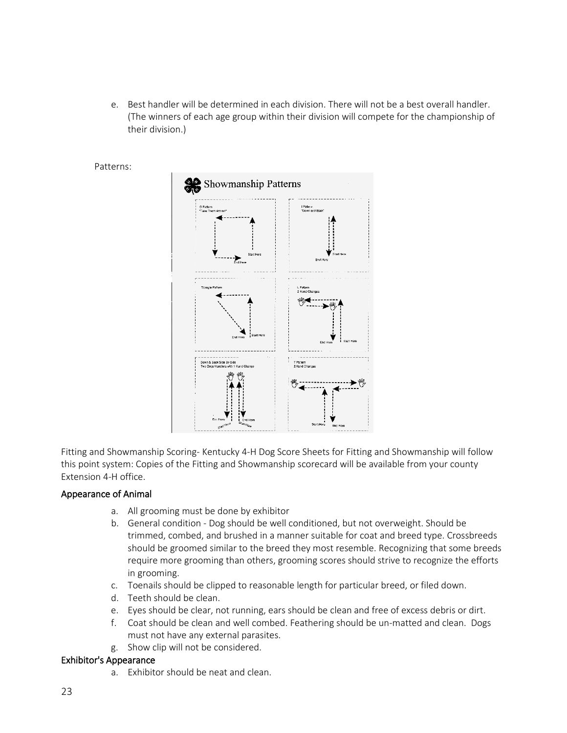e. Best handler will be determined in each division. There will not be a best overall handler. (The winners of each age group within their division will compete for the championship of their division.)

Patterns:

Showmanship Patterns

O Pattern "Take Them Around"

Start Here

End Here

I Pattern "Down and Back"

Start Here

End Here

Triangle Pattern

Start Here

End Here

L Pattern 2 Hand Changes

Start Here

End Here

Down & Back Side By Side Two Dogs/Handlers with 1 Hand Change

End Here

Start Here

End Here

Start Here

T Pattern 2 Hand Changes

Start Here

End Here

Fitting and Showmanship Scoring- Kentucky 4-H Dog Score Sheets for Fitting and Showmanship will follow this point system: Copies of the Fitting and Showmanship scorecard will be available from your county Extension 4-H office.

### Appearance of Animal

a. All grooming must be done by exhibitor
b. General condition - Dog should be well conditioned, but not overweight. Should be trimmed, combed, and brushed in a manner suitable for coat and breed type. Crossbreeds should be groomed similar to the breed they most resemble. Recognizing that some breeds require more grooming than others, grooming scores should strive to recognize the efforts in grooming.
c. Toenails should be clipped to reasonable length for particular breed, or filed down.
d. Teeth should be clean.
e. Eyes should be clear, not running, ears should be clean and free of excess debris or dirt.
f. Coat should be clean and well combed. Feathering should be un-matted and clean. Dogs must not have any external parasites.
g. Show clip will not be considered.

### Exhibitor's Appearance

a. Exhibitor should be neat and clean.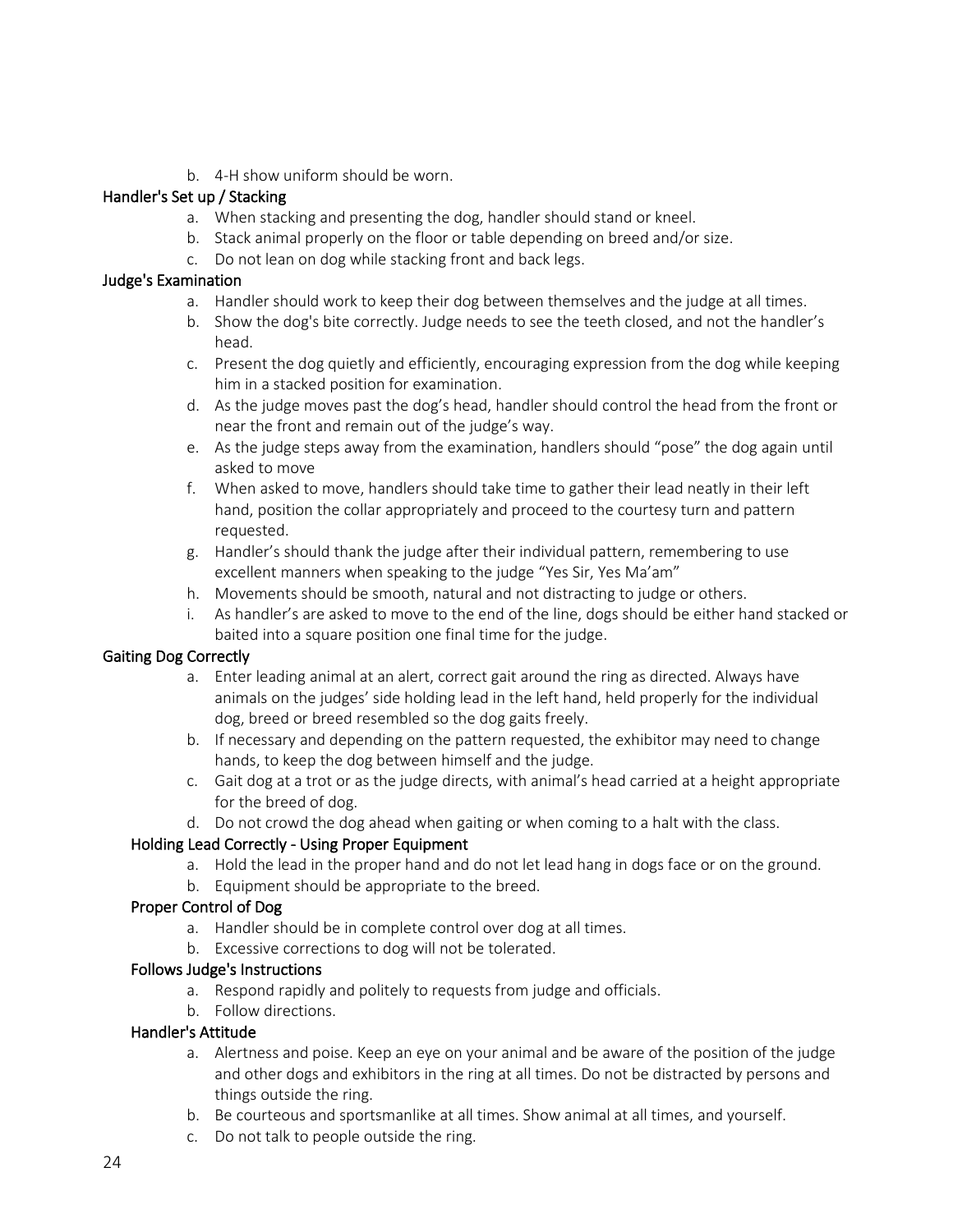b. 4-H show uniform should be worn.

### Handler's Set up / Stacking

a. When stacking and presenting the dog, handler should stand or kneel.
b. Stack animal properly on the floor or table depending on breed and/or size.
c. Do not lean on dog while stacking front and back legs.

### Judge's Examination

a. Handler should work to keep their dog between themselves and the judge at all times.
b. Show the dog's bite correctly. Judge needs to see the teeth closed, and not the handler's head.
c. Present the dog quietly and efficiently, encouraging expression from the dog while keeping him in a stacked position for examination.
d. As the judge moves past the dog's head, handler should control the head from the front or near the front and remain out of the judge's way.
e. As the judge steps away from the examination, handlers should "pose" the dog again until asked to move
f. When asked to move, handlers should take time to gather their lead neatly in their left hand, position the collar appropriately and proceed to the courtesy turn and pattern requested.
g. Handler's should thank the judge after their individual pattern, remembering to use excellent manners when speaking to the judge "Yes Sir, Yes Ma'am"
h. Movements should be smooth, natural and not distracting to judge or others.
i. As handler's are asked to move to the end of the line, dogs should be either hand stacked or baited into a square position one final time for the judge.

### Gaiting Dog Correctly

a. Enter leading animal at an alert, correct gait around the ring as directed. Always have animals on the judges' side holding lead in the left hand, held properly for the individual dog, breed or breed resembled so the dog gaits freely.
b. If necessary and depending on the pattern requested, the exhibitor may need to change hands, to keep the dog between himself and the judge.
c. Gait dog at a trot or as the judge directs, with animal's head carried at a height appropriate for the breed of dog.
d. Do not crowd the dog ahead when gaiting or when coming to a halt with the class.

#### Holding Lead Correctly - Using Proper Equipment

a. Hold the lead in the proper hand and do not let lead hang in dogs face or on the ground.
b. Equipment should be appropriate to the breed.

#### Proper Control of Dog

a. Handler should be in complete control over dog at all times.
b. Excessive corrections to dog will not be tolerated.

#### Follows Judge's Instructions

a. Respond rapidly and politely to requests from judge and officials.
b. Follow directions.

#### Handler's Attitude

a. Alertness and poise. Keep an eye on your animal and be aware of the position of the judge and other dogs and exhibitors in the ring at all times. Do not be distracted by persons and things outside the ring.
b. Be courteous and sportsmanlike at all times. Show animal at all times, and yourself.
c. Do not talk to people outside the ring.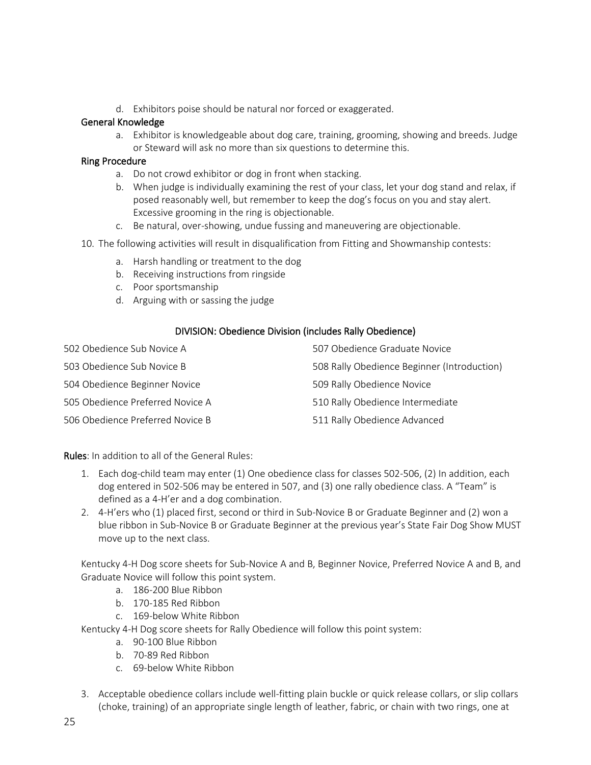d. Exhibitors poise should be natural nor forced or exaggerated.

General Knowledge

a. Exhibitor is knowledgeable about dog care, training, grooming, showing and breeds. Judge or Steward will ask no more than six questions to determine this.

Ring Procedure

a. Do not crowd exhibitor or dog in front when stacking.
b. When judge is individually examining the rest of your class, let your dog stand and relax, if posed reasonably well, but remember to keep the dog's focus on you and stay alert. Excessive grooming in the ring is objectionable.
c. Be natural, over-showing, undue fussing and maneuvering are objectionable.

10. The following activities will result in disqualification from Fitting and Showmanship contests:
    a. Harsh handling or treatment to the dog
    b. Receiving instructions from ringside
    c. Poor sportsmanship
    d. Arguing with or sassing the judge

## DIVISION: Obedience Division (includes Rally Obedience)

502 Obedience Sub Novice A

503 Obedience Sub Novice B

504 Obedience Beginner Novice

505 Obedience Preferred Novice A

506 Obedience Preferred Novice B

507 Obedience Graduate Novice

508 Rally Obedience Beginner (Introduction)

509 Rally Obedience Novice

510 Rally Obedience Intermediate

511 Rally Obedience Advanced

**Rules**: In addition to all of the General Rules:

1. Each dog-child team may enter (1) One obedience class for classes 502-506, (2) In addition, each dog entered in 502-506 may be entered in 507, and (3) one rally obedience class. A "Team" is defined as a 4-H'er and a dog combination.
2. 4-H'ers who (1) placed first, second or third in Sub-Novice B or Graduate Beginner and (2) won a blue ribbon in Sub-Novice B or Graduate Beginner at the previous year's State Fair Dog Show MUST move up to the next class.

   Kentucky 4-H Dog score sheets for Sub-Novice A and B, Beginner Novice, Preferred Novice A and B, and Graduate Novice will follow this point system.
   a. 186-200 Blue Ribbon
   b. 170-185 Red Ribbon
   c. 169-below White Ribbon

   Kentucky 4-H Dog score sheets for Rally Obedience will follow this point system:
   a. 90-100 Blue Ribbon
   b. 70-89 Red Ribbon
   c. 69-below White Ribbon

3. Acceptable obedience collars include well-fitting plain buckle or quick release collars, or slip collars (choke, training) of an appropriate single length of leather, fabric, or chain with two rings, one at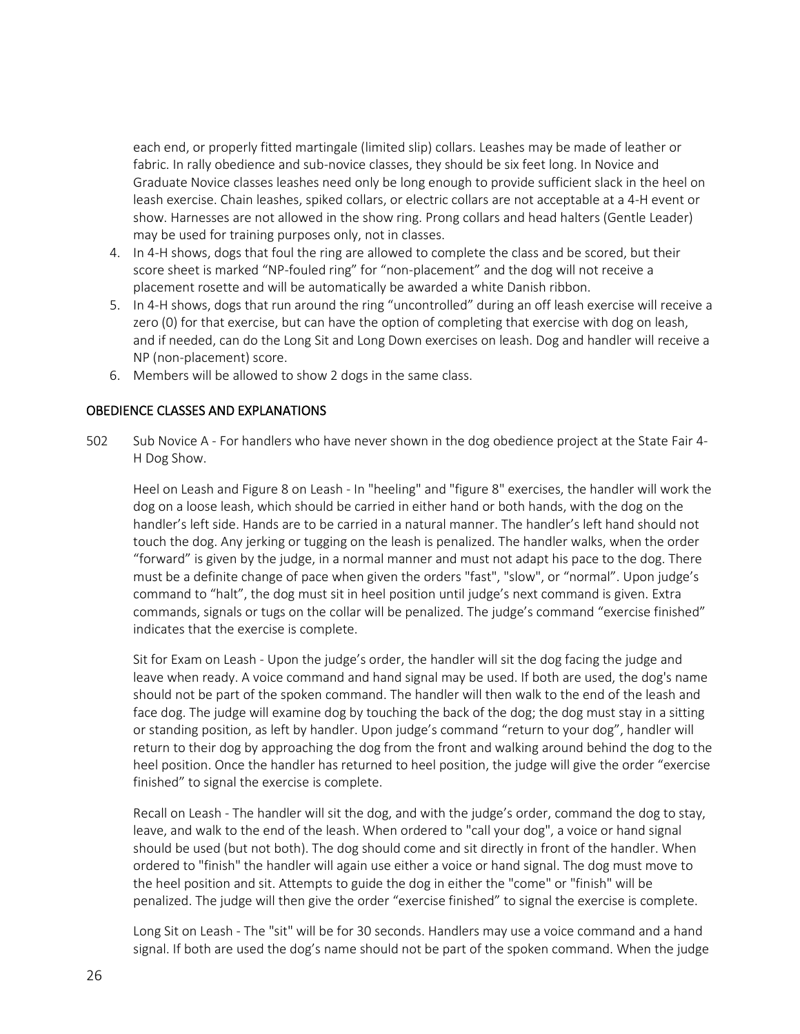each end, or properly fitted martingale (limited slip) collars. Leashes may be made of leather or fabric. In rally obedience and sub-novice classes, they should be six feet long. In Novice and Graduate Novice classes leashes need only be long enough to provide sufficient slack in the heel on leash exercise. Chain leashes, spiked collars, or electric collars are not acceptable at a 4-H event or show. Harnesses are not allowed in the show ring. Prong collars and head halters (Gentle Leader) may be used for training purposes only, not in classes.

4. In 4-H shows, dogs that foul the ring are allowed to complete the class and be scored, but their score sheet is marked "NP-fouled ring" for "non-placement" and the dog will not receive a placement rosette and will be automatically be awarded a white Danish ribbon.
5. In 4-H shows, dogs that run around the ring "uncontrolled" during an off leash exercise will receive a zero (0) for that exercise, but can have the option of completing that exercise with dog on leash, and if needed, can do the Long Sit and Long Down exercises on leash. Dog and handler will receive a NP (non-placement) score.
6. Members will be allowed to show 2 dogs in the same class.

## OBEDIENCE CLASSES AND EXPLANATIONS

502 Sub Novice A - For handlers who have never shown in the dog obedience project at the State Fair 4-H Dog Show.

Heel on Leash and Figure 8 on Leash - In "heeling" and "figure 8" exercises, the handler will work the dog on a loose leash, which should be carried in either hand or both hands, with the dog on the handler's left side. Hands are to be carried in a natural manner. The handler's left hand should not touch the dog. Any jerking or tugging on the leash is penalized. The handler walks, when the order "forward" is given by the judge, in a normal manner and must not adapt his pace to the dog. There must be a definite change of pace when given the orders "fast", "slow", or "normal". Upon judge's command to "halt", the dog must sit in heel position until judge's next command is given. Extra commands, signals or tugs on the collar will be penalized. The judge's command "exercise finished" indicates that the exercise is complete.

Sit for Exam on Leash - Upon the judge's order, the handler will sit the dog facing the judge and leave when ready. A voice command and hand signal may be used. If both are used, the dog's name should not be part of the spoken command. The handler will then walk to the end of the leash and face dog. The judge will examine dog by touching the back of the dog; the dog must stay in a sitting or standing position, as left by handler. Upon judge's command "return to your dog", handler will return to their dog by approaching the dog from the front and walking around behind the dog to the heel position. Once the handler has returned to heel position, the judge will give the order "exercise finished" to signal the exercise is complete.

Recall on Leash - The handler will sit the dog, and with the judge's order, command the dog to stay, leave, and walk to the end of the leash. When ordered to "call your dog", a voice or hand signal should be used (but not both). The dog should come and sit directly in front of the handler. When ordered to "finish" the handler will again use either a voice or hand signal. The dog must move to the heel position and sit. Attempts to guide the dog in either the "come" or "finish" will be penalized. The judge will then give the order "exercise finished" to signal the exercise is complete.

Long Sit on Leash - The "sit" will be for 30 seconds. Handlers may use a voice command and a hand signal. If both are used the dog's name should not be part of the spoken command. When the judge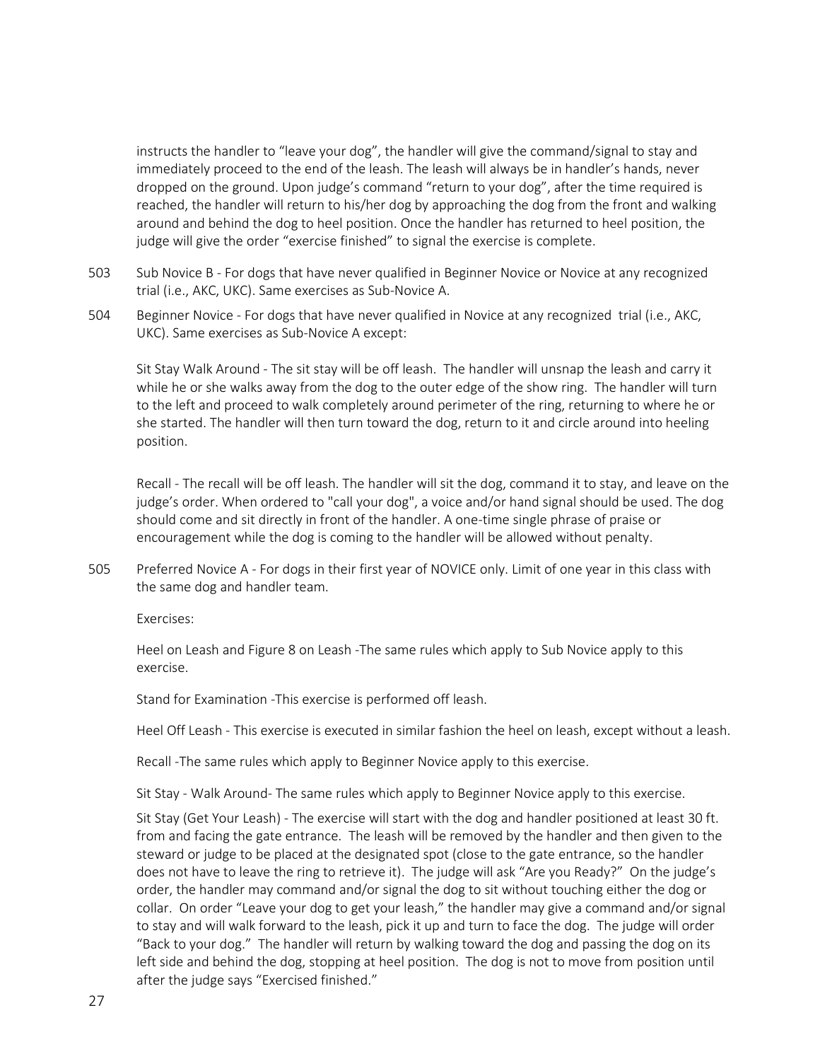instructs the handler to "leave your dog", the handler will give the command/signal to stay and immediately proceed to the end of the leash. The leash will always be in handler's hands, never dropped on the ground. Upon judge's command "return to your dog", after the time required is reached, the handler will return to his/her dog by approaching the dog from the front and walking around and behind the dog to heel position. Once the handler has returned to heel position, the judge will give the order "exercise finished" to signal the exercise is complete.

503 Sub Novice B - For dogs that have never qualified in Beginner Novice or Novice at any recognized trial (i.e., AKC, UKC). Same exercises as Sub-Novice A.

504 Beginner Novice - For dogs that have never qualified in Novice at any recognized trial (i.e., AKC, UKC). Same exercises as Sub-Novice A except:

Sit Stay Walk Around - The sit stay will be off leash. The handler will unsnap the leash and carry it while he or she walks away from the dog to the outer edge of the show ring. The handler will turn to the left and proceed to walk completely around perimeter of the ring, returning to where he or she started. The handler will then turn toward the dog, return to it and circle around into heeling position.

Recall - The recall will be off leash. The handler will sit the dog, command it to stay, and leave on the judge's order. When ordered to "call your dog", a voice and/or hand signal should be used. The dog should come and sit directly in front of the handler. A one-time single phrase of praise or encouragement while the dog is coming to the handler will be allowed without penalty.

505 Preferred Novice A - For dogs in their first year of NOVICE only. Limit of one year in this class with the same dog and handler team.

Exercises:

Heel on Leash and Figure 8 on Leash -The same rules which apply to Sub Novice apply to this exercise.

Stand for Examination -This exercise is performed off leash.

Heel Off Leash - This exercise is executed in similar fashion the heel on leash, except without a leash.

Recall -The same rules which apply to Beginner Novice apply to this exercise.

Sit Stay - Walk Around- The same rules which apply to Beginner Novice apply to this exercise.

Sit Stay (Get Your Leash) - The exercise will start with the dog and handler positioned at least 30 ft. from and facing the gate entrance. The leash will be removed by the handler and then given to the steward or judge to be placed at the designated spot (close to the gate entrance, so the handler does not have to leave the ring to retrieve it). The judge will ask "Are you Ready?" On the judge's order, the handler may command and/or signal the dog to sit without touching either the dog or collar. On order "Leave your dog to get your leash," the handler may give a command and/or signal to stay and will walk forward to the leash, pick it up and turn to face the dog. The judge will order "Back to your dog." The handler will return by walking toward the dog and passing the dog on its left side and behind the dog, stopping at heel position. The dog is not to move from position until after the judge says "Exercised finished."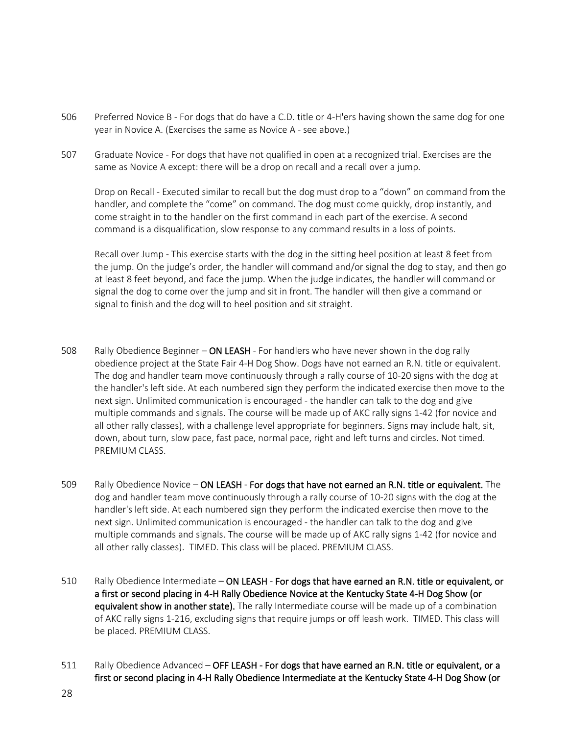506 Preferred Novice B - For dogs that do have a C.D. title or 4-H'ers having shown the same dog for one year in Novice A. (Exercises the same as Novice A - see above.)

507 Graduate Novice - For dogs that have not qualified in open at a recognized trial. Exercises are the same as Novice A except: there will be a drop on recall and a recall over a jump.

Drop on Recall - Executed similar to recall but the dog must drop to a "down" on command from the handler, and complete the "come" on command. The dog must come quickly, drop instantly, and come straight in to the handler on the first command in each part of the exercise. A second command is a disqualification, slow response to any command results in a loss of points.

Recall over Jump - This exercise starts with the dog in the sitting heel position at least 8 feet from the jump. On the judge's order, the handler will command and/or signal the dog to stay, and then go at least 8 feet beyond, and face the jump. When the judge indicates, the handler will command or signal the dog to come over the jump and sit in front. The handler will then give a command or signal to finish and the dog will to heel position and sit straight.

508 Rally Obedience Beginner – **ON LEASH** - For handlers who have never shown in the dog rally obedience project at the State Fair 4-H Dog Show. Dogs have not earned an R.N. title or equivalent. The dog and handler team move continuously through a rally course of 10-20 signs with the dog at the handler's left side. At each numbered sign they perform the indicated exercise then move to the next sign. Unlimited communication is encouraged - the handler can talk to the dog and give multiple commands and signals. The course will be made up of AKC rally signs 1-42 (for novice and all other rally classes), with a challenge level appropriate for beginners. Signs may include halt, sit, down, about turn, slow pace, fast pace, normal pace, right and left turns and circles. Not timed. PREMIUM CLASS.

509 Rally Obedience Novice – **ON LEASH** - **For dogs that have not earned an R.N. title or equivalent.** The dog and handler team move continuously through a rally course of 10-20 signs with the dog at the handler's left side. At each numbered sign they perform the indicated exercise then move to the next sign. Unlimited communication is encouraged - the handler can talk to the dog and give multiple commands and signals. The course will be made up of AKC rally signs 1-42 (for novice and all other rally classes). TIMED. This class will be placed. PREMIUM CLASS.

510 Rally Obedience Intermediate – **ON LEASH** - **For dogs that have earned an R.N. title or equivalent, or a first or second placing in 4-H Rally Obedience Novice at the Kentucky State 4-H Dog Show (or equivalent show in another state).** The rally Intermediate course will be made up of a combination of AKC rally signs 1-216, excluding signs that require jumps or off leash work. TIMED. This class will be placed. PREMIUM CLASS.

511 Rally Obedience Advanced – **OFF LEASH - For dogs that have earned an R.N. title or equivalent, or a first or second placing in 4-H Rally Obedience Intermediate at the Kentucky State 4-H Dog Show (or**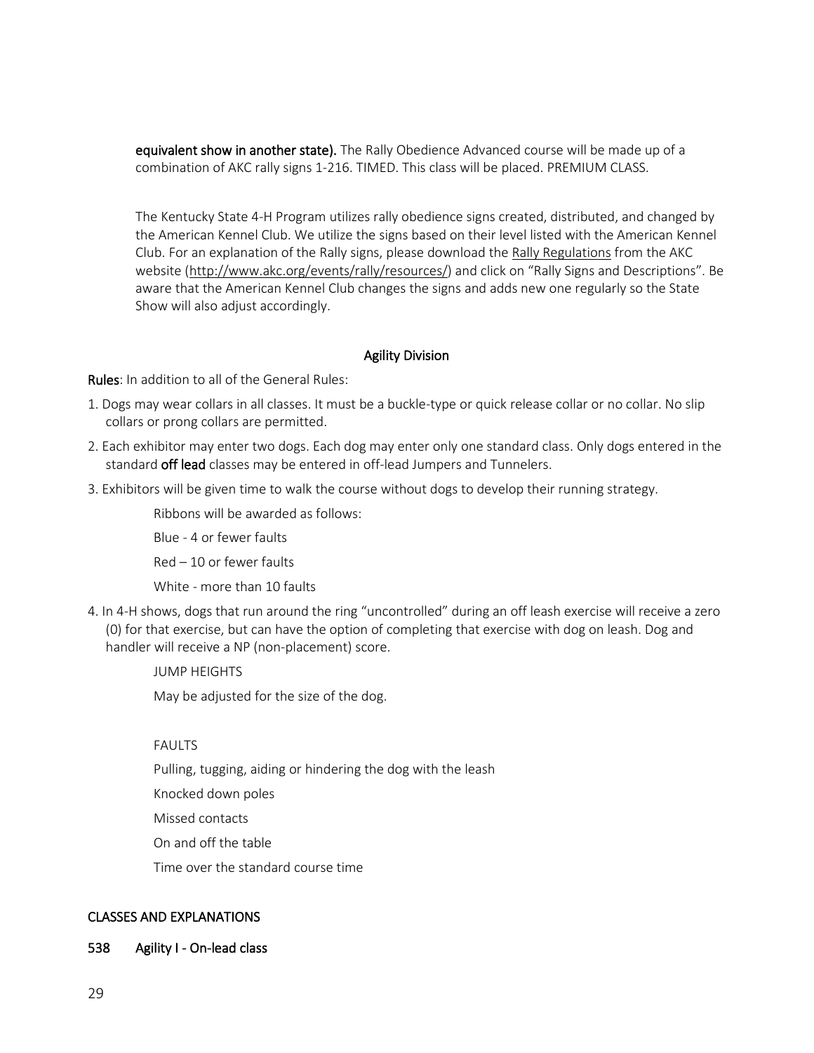**equivalent show in another state).** The Rally Obedience Advanced course will be made up of a combination of AKC rally signs 1-216. TIMED. This class will be placed. PREMIUM CLASS.

The Kentucky State 4-H Program utilizes rally obedience signs created, distributed, and changed by the American Kennel Club. We utilize the signs based on their level listed with the American Kennel Club. For an explanation of the Rally signs, please download the Rally Regulations from the AKC website (http://www.akc.org/events/rally/resources/) and click on "Rally Signs and Descriptions". Be aware that the American Kennel Club changes the signs and adds new one regularly so the State Show will also adjust accordingly.

## Agility Division

**Rules**: In addition to all of the General Rules:

1. Dogs may wear collars in all classes. It must be a buckle-type or quick release collar or no collar. No slip collars or prong collars are permitted.
2. Each exhibitor may enter two dogs. Each dog may enter only one standard class. Only dogs entered in the standard **off lead** classes may be entered in off-lead Jumpers and Tunnelers.
3. Exhibitors will be given time to walk the course without dogs to develop their running strategy.

   Ribbons will be awarded as follows:

   Blue - 4 or fewer faults

   Red – 10 or fewer faults

   White - more than 10 faults

4. In 4-H shows, dogs that run around the ring "uncontrolled" during an off leash exercise will receive a zero (0) for that exercise, but can have the option of completing that exercise with dog on leash. Dog and handler will receive a NP (non-placement) score.

   JUMP HEIGHTS

   May be adjusted for the size of the dog.

   FAULTS

   Pulling, tugging, aiding or hindering the dog with the leash

   Knocked down poles

   Missed contacts

   On and off the table

   Time over the standard course time

### CLASSES AND EXPLANATIONS

**538 Agility I - On-lead class**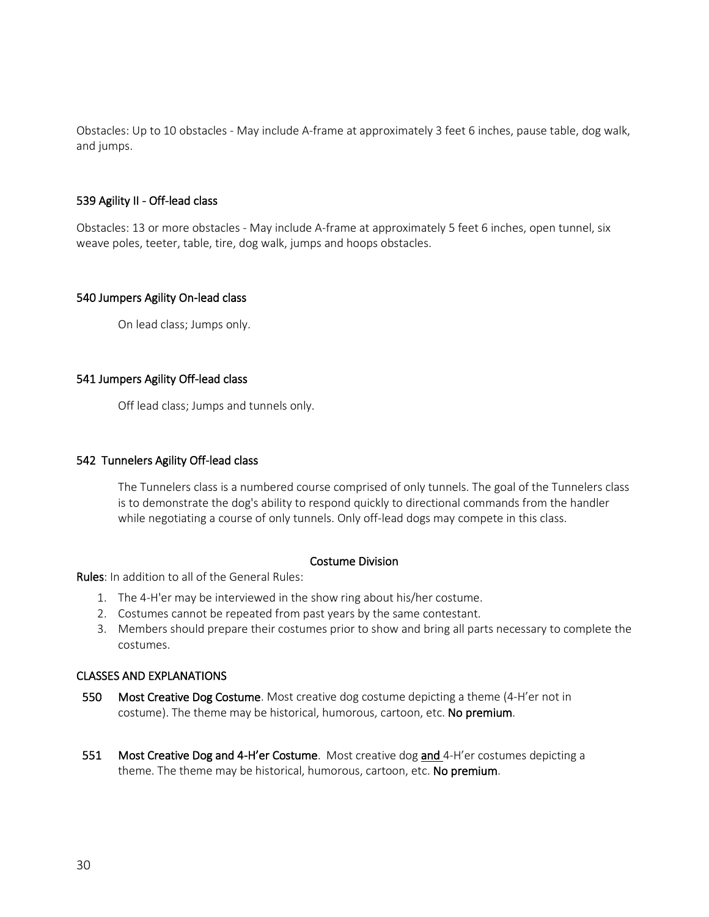Obstacles: Up to 10 obstacles - May include A-frame at approximately 3 feet 6 inches, pause table, dog walk, and jumps.

### 539 Agility II - Off-lead class

Obstacles: 13 or more obstacles - May include A-frame at approximately 5 feet 6 inches, open tunnel, six weave poles, teeter, table, tire, dog walk, jumps and hoops obstacles.

### 540 Jumpers Agility On-lead class

On lead class; Jumps only.

### 541 Jumpers Agility Off-lead class

Off lead class; Jumps and tunnels only.

### 542 Tunnelers Agility Off-lead class

The Tunnelers class is a numbered course comprised of only tunnels. The goal of the Tunnelers class is to demonstrate the dog's ability to respond quickly to directional commands from the handler while negotiating a course of only tunnels. Only off-lead dogs may compete in this class.

## Costume Division

**Rules**: In addition to all of the General Rules:

1. The 4-H'er may be interviewed in the show ring about his/her costume.
2. Costumes cannot be repeated from past years by the same contestant.
3. Members should prepare their costumes prior to show and bring all parts necessary to complete the costumes.

### CLASSES AND EXPLANATIONS

**550 Most Creative Dog Costume**. Most creative dog costume depicting a theme (4-H'er not in costume). The theme may be historical, humorous, cartoon, etc. **No premium**.

**551 Most Creative Dog and 4-H'er Costume**. Most creative dog **and** 4-H'er costumes depicting a theme. The theme may be historical, humorous, cartoon, etc. **No premium**.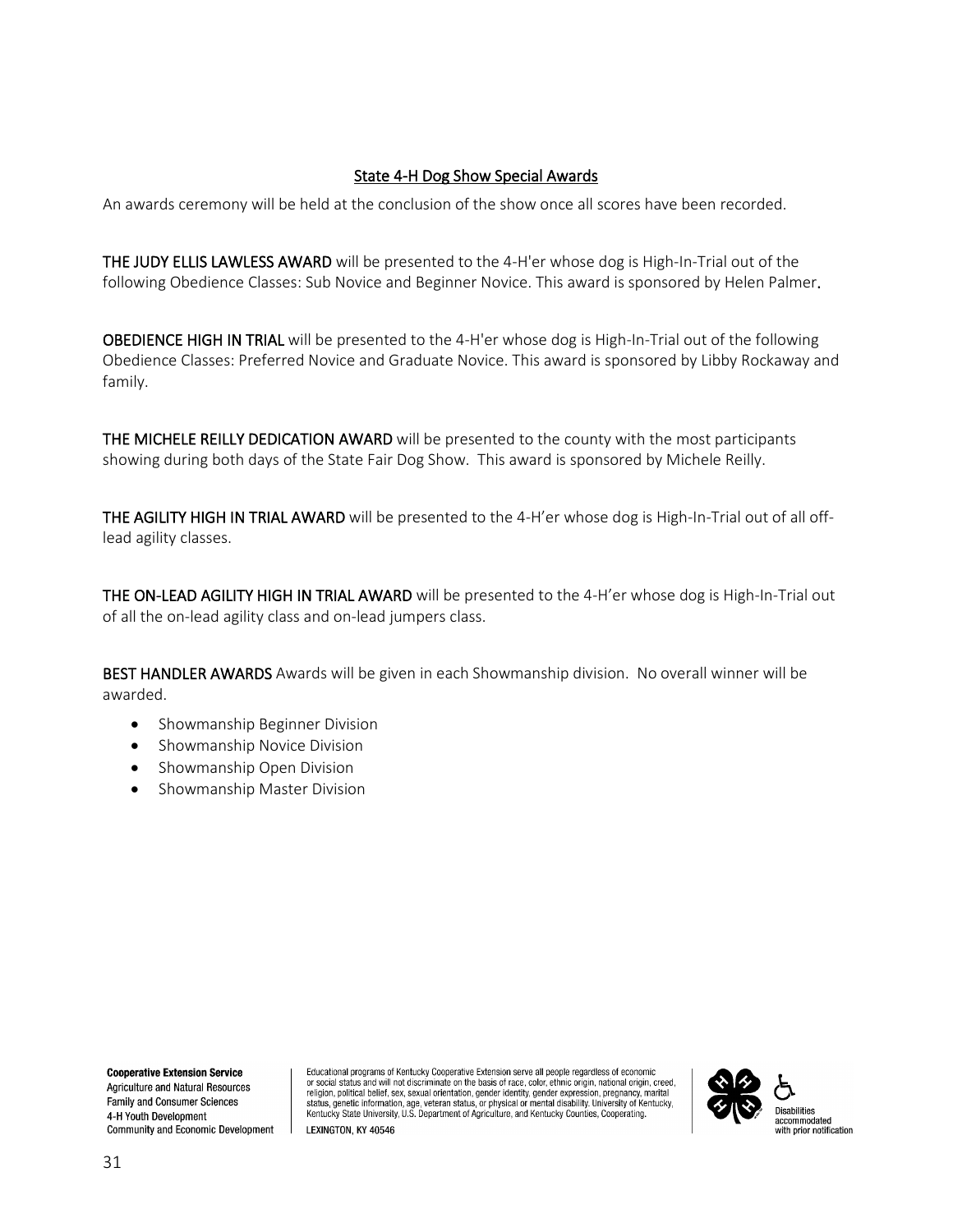## State 4-H Dog Show Special Awards

An awards ceremony will be held at the conclusion of the show once all scores have been recorded.

**THE JUDY ELLIS LAWLESS AWARD** will be presented to the 4-H'er whose dog is High-In-Trial out of the following Obedience Classes: Sub Novice and Beginner Novice. This award is sponsored by Helen Palmer.

**OBEDIENCE HIGH IN TRIAL** will be presented to the 4-H'er whose dog is High-In-Trial out of the following Obedience Classes: Preferred Novice and Graduate Novice. This award is sponsored by Libby Rockaway and family.

**THE MICHELE REILLY DEDICATION AWARD** will be presented to the county with the most participants showing during both days of the State Fair Dog Show. This award is sponsored by Michele Reilly.

**THE AGILITY HIGH IN TRIAL AWARD** will be presented to the 4-H'er whose dog is High-In-Trial out of all off-lead agility classes.

**THE ON-LEAD AGILITY HIGH IN TRIAL AWARD** will be presented to the 4-H'er whose dog is High-In-Trial out of all the on-lead agility class and on-lead jumpers class.

**BEST HANDLER AWARDS** Awards will be given in each Showmanship division. No overall winner will be awarded.

- Showmanship Beginner Division
- Showmanship Novice Division
- Showmanship Open Division
- Showmanship Master Division

**Cooperative Extension Service**
Agriculture and Natural Resources
Family and Consumer Sciences
4-H Youth Development
Community and Economic Development

Educational programs of Kentucky Cooperative Extension serve all people regardless of economic or social status and will not discriminate on the basis of race, color, ethnic origin, national origin, creed, religion, political belief, sex, sexual orientation, gender identity, gender expression, pregnancy, marital status, genetic information, age, veteran status, or physical or mental disability. University of Kentucky, Kentucky State University, U.S. Department of Agriculture, and Kentucky Counties, Cooperating.

LEXINGTON, KY 40546

Disabilities accommodated with prior notification